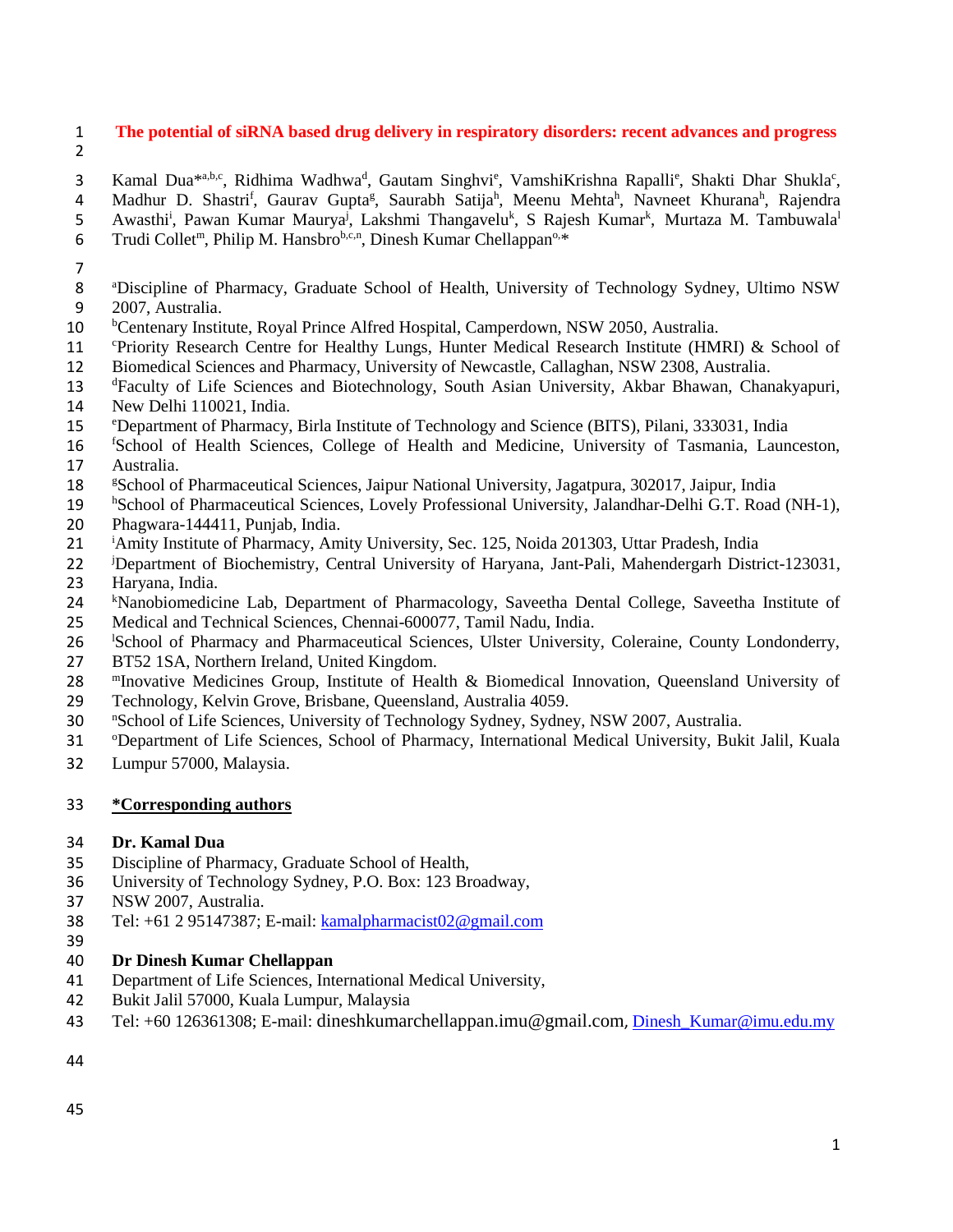# The potential of siRNA based drug delivery in respiratory disorders: recent advances and progress

Kamal Dua*[a,b,c], Ridhima Wadhwa[d], Gautam Singhvi[e], VamshiKrishna Rapalli[e], Shakti Dhar Shukla[c], Madhur D. Shastri[f], Gaurav Gupta[g], Saurabh Satija[h], Meenu Mehta[h], Navneet Khurana[h], Rajendra Awasthi[i], Pawan Kumar Maurya[j], Lakshmi Thangavelu[k], S Rajesh Kumar[k], Murtaza M. Tambuwala[l] Trudi Collet[m], Philip M. Hansbro[b,c,n], Dinesh Kumar Chellappan[o,*]

[a]Discipline of Pharmacy, Graduate School of Health, University of Technology Sydney, Ultimo NSW 2007, Australia.

[b]Centenary Institute, Royal Prince Alfred Hospital, Camperdown, NSW 2050, Australia.

[c]Priority Research Centre for Healthy Lungs, Hunter Medical Research Institute (HMRI) & School of Biomedical Sciences and Pharmacy, University of Newcastle, Callaghan, NSW 2308, Australia.

[d]Faculty of Life Sciences and Biotechnology, South Asian University, Akbar Bhawan, Chanakyapuri, New Delhi 110021, India.

[e]Department of Pharmacy, Birla Institute of Technology and Science (BITS), Pilani, 333031, India

[f]School of Health Sciences, College of Health and Medicine, University of Tasmania, Launceston, Australia.

[g]School of Pharmaceutical Sciences, Jaipur National University, Jagatpura, 302017, Jaipur, India

[h]School of Pharmaceutical Sciences, Lovely Professional University, Jalandhar-Delhi G.T. Road (NH-1), Phagwara-144411, Punjab, India.

[i]Amity Institute of Pharmacy, Amity University, Sec. 125, Noida 201303, Uttar Pradesh, India

[j]Department of Biochemistry, Central University of Haryana, Jant-Pali, Mahendergarh District-123031, Haryana, India.

[k]Nanobiomedicine Lab, Department of Pharmacology, Saveetha Dental College, Saveetha Institute of Medical and Technical Sciences, Chennai-600077, Tamil Nadu, India.

[l]School of Pharmacy and Pharmaceutical Sciences, Ulster University, Coleraine, County Londonderry, BT52 1SA, Northern Ireland, United Kingdom.

[m]Inovative Medicines Group, Institute of Health & Biomedical Innovation, Queensland University of Technology, Kelvin Grove, Brisbane, Queensland, Australia 4059.

[n]School of Life Sciences, University of Technology Sydney, Sydney, NSW 2007, Australia.

[o]Department of Life Sciences, School of Pharmacy, International Medical University, Bukit Jalil, Kuala Lumpur 57000, Malaysia.

**\*Corresponding authors**

**Dr. Kamal Dua**
Discipline of Pharmacy, Graduate School of Health,
University of Technology Sydney, P.O. Box: 123 Broadway,
NSW 2007, Australia.
Tel: +61 2 95147387; E-mail: kamalpharmacist02@gmail.com

**Dr Dinesh Kumar Chellappan**
Department of Life Sciences, International Medical University,
Bukit Jalil 57000, Kuala Lumpur, Malaysia
Tel: +60 126361308; E-mail: dineshkumarchellappan.imu@gmail.com, Dinesh_Kumar@imu.edu.my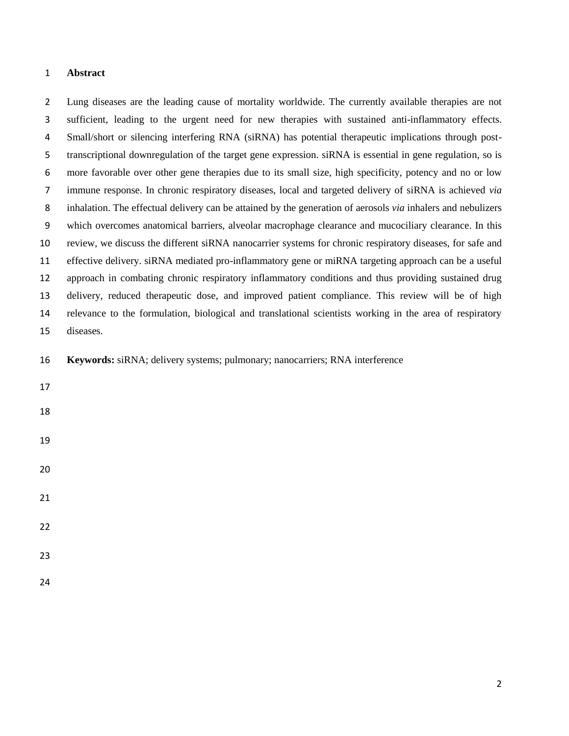## Abstract

Lung diseases are the leading cause of mortality worldwide. The currently available therapies are not sufficient, leading to the urgent need for new therapies with sustained anti-inflammatory effects. Small/short or silencing interfering RNA (siRNA) has potential therapeutic implications through post-transcriptional downregulation of the target gene expression. siRNA is essential in gene regulation, so is more favorable over other gene therapies due to its small size, high specificity, potency and no or low immune response. In chronic respiratory diseases, local and targeted delivery of siRNA is achieved *via* inhalation. The effectual delivery can be attained by the generation of aerosols *via* inhalers and nebulizers which overcomes anatomical barriers, alveolar macrophage clearance and mucociliary clearance. In this review, we discuss the different siRNA nanocarrier systems for chronic respiratory diseases, for safe and effective delivery. siRNA mediated pro-inflammatory gene or miRNA targeting approach can be a useful approach in combating chronic respiratory inflammatory conditions and thus providing sustained drug delivery, reduced therapeutic dose, and improved patient compliance. This review will be of high relevance to the formulation, biological and translational scientists working in the area of respiratory diseases.

**Keywords:** siRNA; delivery systems; pulmonary; nanocarriers; RNA interference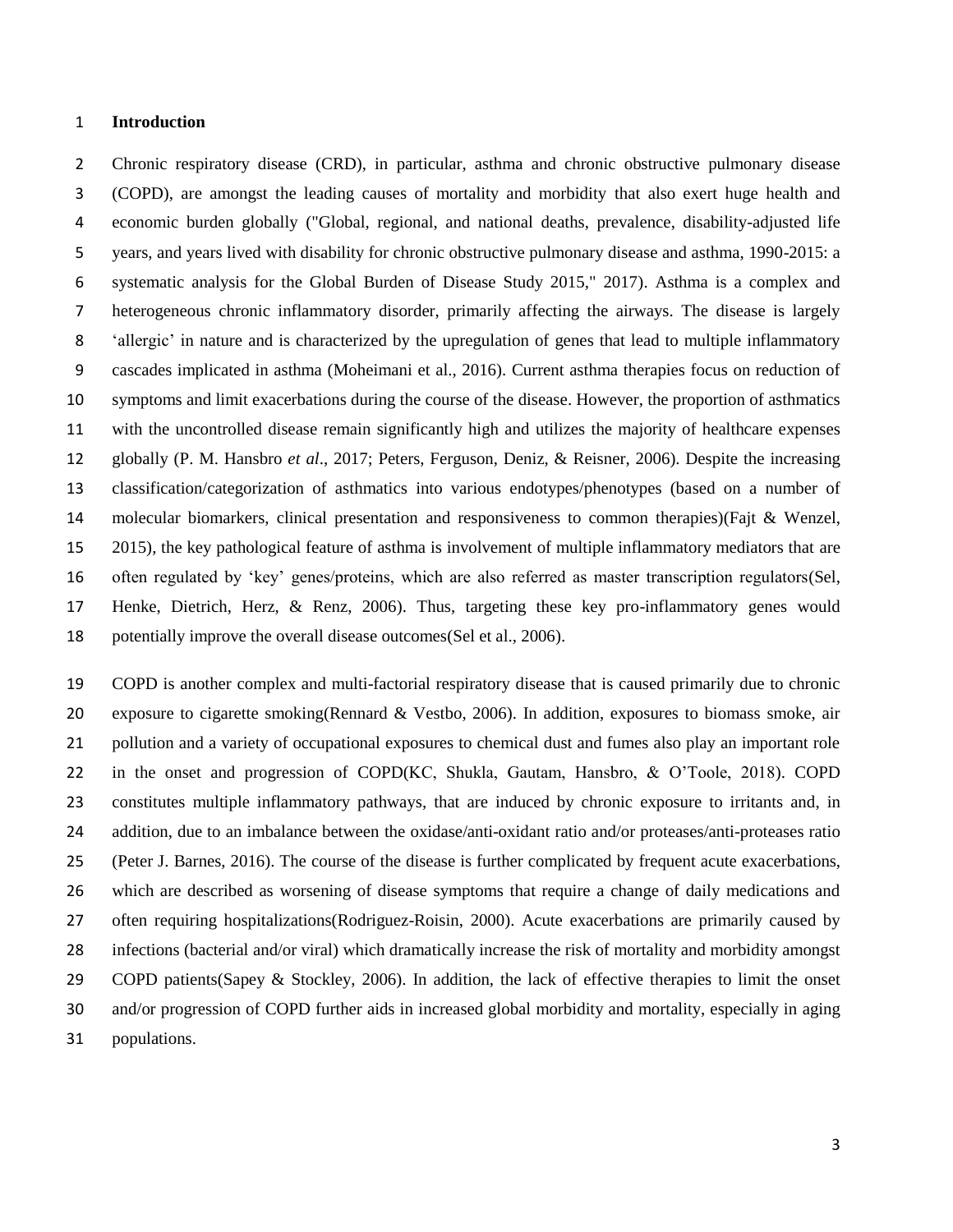## Introduction

Chronic respiratory disease (CRD), in particular, asthma and chronic obstructive pulmonary disease (COPD), are amongst the leading causes of mortality and morbidity that also exert huge health and economic burden globally ("Global, regional, and national deaths, prevalence, disability-adjusted life years, and years lived with disability for chronic obstructive pulmonary disease and asthma, 1990-2015: a systematic analysis for the Global Burden of Disease Study 2015," 2017). Asthma is a complex and heterogeneous chronic inflammatory disorder, primarily affecting the airways. The disease is largely 'allergic' in nature and is characterized by the upregulation of genes that lead to multiple inflammatory cascades implicated in asthma (Moheimani et al., 2016). Current asthma therapies focus on reduction of symptoms and limit exacerbations during the course of the disease. However, the proportion of asthmatics with the uncontrolled disease remain significantly high and utilizes the majority of healthcare expenses globally (P. M. Hansbro *et al*., 2017; Peters, Ferguson, Deniz, & Reisner, 2006). Despite the increasing classification/categorization of asthmatics into various endotypes/phenotypes (based on a number of molecular biomarkers, clinical presentation and responsiveness to common therapies)(Fajt & Wenzel, 2015), the key pathological feature of asthma is involvement of multiple inflammatory mediators that are often regulated by 'key' genes/proteins, which are also referred as master transcription regulators(Sel, Henke, Dietrich, Herz, & Renz, 2006). Thus, targeting these key pro-inflammatory genes would potentially improve the overall disease outcomes(Sel et al., 2006).

COPD is another complex and multi-factorial respiratory disease that is caused primarily due to chronic exposure to cigarette smoking(Rennard & Vestbo, 2006). In addition, exposures to biomass smoke, air pollution and a variety of occupational exposures to chemical dust and fumes also play an important role in the onset and progression of COPD(KC, Shukla, Gautam, Hansbro, & O'Toole, 2018). COPD constitutes multiple inflammatory pathways, that are induced by chronic exposure to irritants and, in addition, due to an imbalance between the oxidase/anti-oxidant ratio and/or proteases/anti-proteases ratio (Peter J. Barnes, 2016). The course of the disease is further complicated by frequent acute exacerbations, which are described as worsening of disease symptoms that require a change of daily medications and often requiring hospitalizations(Rodriguez-Roisin, 2000). Acute exacerbations are primarily caused by infections (bacterial and/or viral) which dramatically increase the risk of mortality and morbidity amongst COPD patients(Sapey & Stockley, 2006). In addition, the lack of effective therapies to limit the onset and/or progression of COPD further aids in increased global morbidity and mortality, especially in aging populations.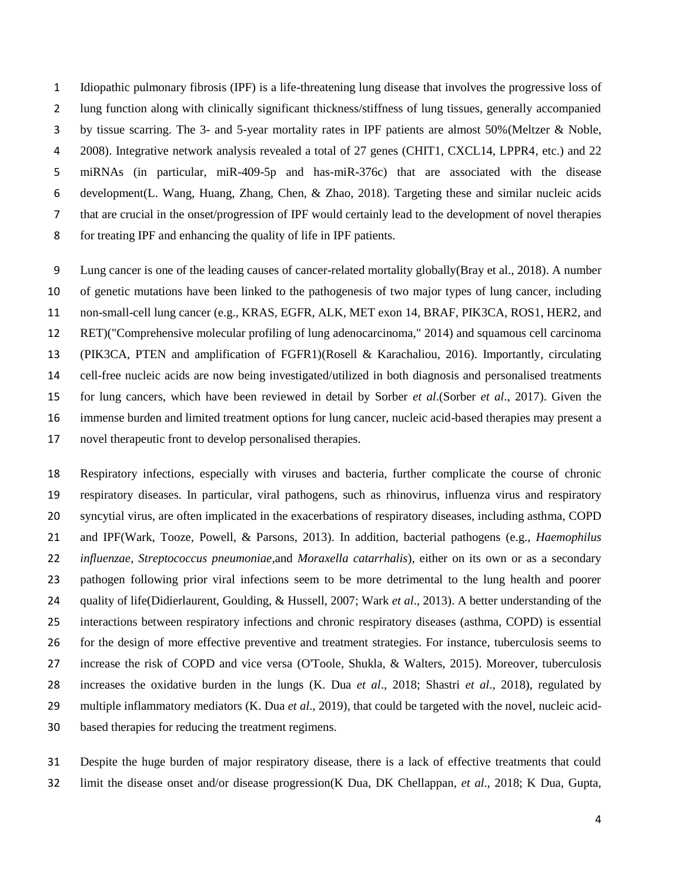Idiopathic pulmonary fibrosis (IPF) is a life-threatening lung disease that involves the progressive loss of lung function along with clinically significant thickness/stiffness of lung tissues, generally accompanied by tissue scarring. The 3- and 5-year mortality rates in IPF patients are almost 50%(Meltzer & Noble, 2008). Integrative network analysis revealed a total of 27 genes (CHIT1, CXCL14, LPPR4, etc.) and 22 miRNAs (in particular, miR-409-5p and has-miR-376c) that are associated with the disease development(L. Wang, Huang, Zhang, Chen, & Zhao, 2018). Targeting these and similar nucleic acids that are crucial in the onset/progression of IPF would certainly lead to the development of novel therapies for treating IPF and enhancing the quality of life in IPF patients.

Lung cancer is one of the leading causes of cancer-related mortality globally(Bray et al., 2018). A number of genetic mutations have been linked to the pathogenesis of two major types of lung cancer, including non-small-cell lung cancer (e.g., KRAS, EGFR, ALK, MET exon 14, BRAF, PIK3CA, ROS1, HER2, and RET)("Comprehensive molecular profiling of lung adenocarcinoma," 2014) and squamous cell carcinoma (PIK3CA, PTEN and amplification of FGFR1)(Rosell & Karachaliou, 2016). Importantly, circulating cell-free nucleic acids are now being investigated/utilized in both diagnosis and personalised treatments for lung cancers, which have been reviewed in detail by Sorber *et al*.(Sorber *et al*., 2017). Given the immense burden and limited treatment options for lung cancer, nucleic acid-based therapies may present a novel therapeutic front to develop personalised therapies.

Respiratory infections, especially with viruses and bacteria, further complicate the course of chronic respiratory diseases. In particular, viral pathogens, such as rhinovirus, influenza virus and respiratory syncytial virus, are often implicated in the exacerbations of respiratory diseases, including asthma, COPD and IPF(Wark, Tooze, Powell, & Parsons, 2013). In addition, bacterial pathogens (e.g., *Haemophilus influenzae*, *Streptococcus pneumoniae*,and *Moraxella catarrhalis*), either on its own or as a secondary pathogen following prior viral infections seem to be more detrimental to the lung health and poorer quality of life(Didierlaurent, Goulding, & Hussell, 2007; Wark *et al*., 2013). A better understanding of the interactions between respiratory infections and chronic respiratory diseases (asthma, COPD) is essential for the design of more effective preventive and treatment strategies. For instance, tuberculosis seems to increase the risk of COPD and vice versa (O'Toole, Shukla, & Walters, 2015). Moreover, tuberculosis increases the oxidative burden in the lungs (K. Dua *et al*., 2018; Shastri *et al*., 2018), regulated by multiple inflammatory mediators (K. Dua *et al*., 2019), that could be targeted with the novel, nucleic acid-based therapies for reducing the treatment regimens.

Despite the huge burden of major respiratory disease, there is a lack of effective treatments that could limit the disease onset and/or disease progression(K Dua, DK Chellappan, *et al*., 2018; K Dua, Gupta,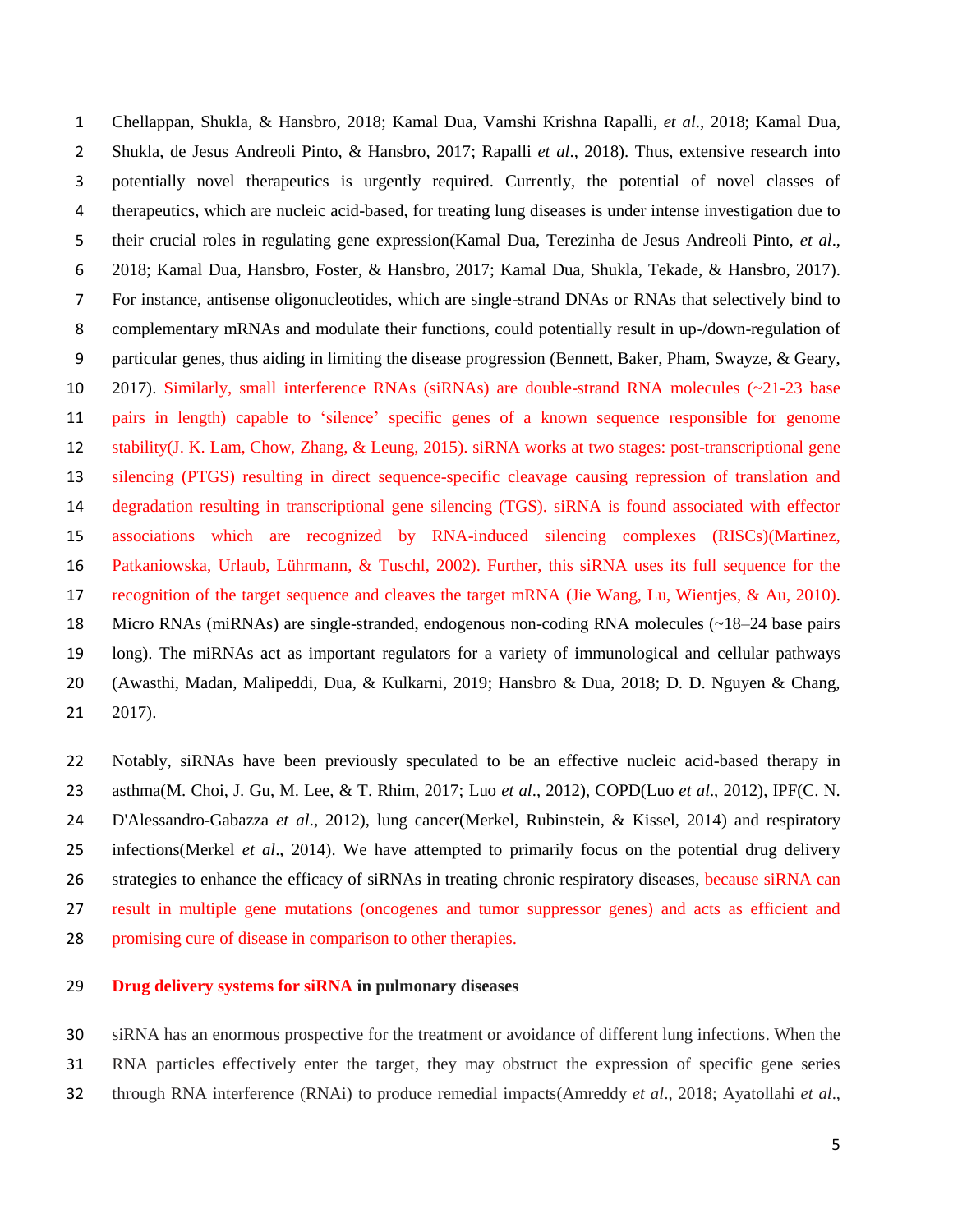Chellappan, Shukla, & Hansbro, 2018; Kamal Dua, Vamshi Krishna Rapalli, *et al*., 2018; Kamal Dua, Shukla, de Jesus Andreoli Pinto, & Hansbro, 2017; Rapalli *et al*., 2018). Thus, extensive research into potentially novel therapeutics is urgently required. Currently, the potential of novel classes of therapeutics, which are nucleic acid-based, for treating lung diseases is under intense investigation due to their crucial roles in regulating gene expression(Kamal Dua, Terezinha de Jesus Andreoli Pinto, *et al*., 2018; Kamal Dua, Hansbro, Foster, & Hansbro, 2017; Kamal Dua, Shukla, Tekade, & Hansbro, 2017). For instance, antisense oligonucleotides, which are single-strand DNAs or RNAs that selectively bind to complementary mRNAs and modulate their functions, could potentially result in up-/down-regulation of particular genes, thus aiding in limiting the disease progression (Bennett, Baker, Pham, Swayze, & Geary, 2017). Similarly, small interference RNAs (siRNAs) are double-strand RNA molecules (~21-23 base pairs in length) capable to 'silence' specific genes of a known sequence responsible for genome stability(J. K. Lam, Chow, Zhang, & Leung, 2015). siRNA works at two stages: post-transcriptional gene silencing (PTGS) resulting in direct sequence-specific cleavage causing repression of translation and degradation resulting in transcriptional gene silencing (TGS). siRNA is found associated with effector associations which are recognized by RNA-induced silencing complexes (RISCs)(Martinez, Patkaniowska, Urlaub, Lührmann, & Tuschl, 2002). Further, this siRNA uses its full sequence for the recognition of the target sequence and cleaves the target mRNA (Jie Wang, Lu, Wientjes, & Au, 2010). Micro RNAs (miRNAs) are single-stranded, endogenous non-coding RNA molecules (~18–24 base pairs long). The miRNAs act as important regulators for a variety of immunological and cellular pathways (Awasthi, Madan, Malipeddi, Dua, & Kulkarni, 2019; Hansbro & Dua, 2018; D. D. Nguyen & Chang, 2017).

Notably, siRNAs have been previously speculated to be an effective nucleic acid-based therapy in asthma(M. Choi, J. Gu, M. Lee, & T. Rhim, 2017; Luo *et al*., 2012), COPD(Luo *et al*., 2012), IPF(C. N. D'Alessandro-Gabazza *et al*., 2012), lung cancer(Merkel, Rubinstein, & Kissel, 2014) and respiratory infections(Merkel *et al*., 2014). We have attempted to primarily focus on the potential drug delivery strategies to enhance the efficacy of siRNAs in treating chronic respiratory diseases, because siRNA can result in multiple gene mutations (oncogenes and tumor suppressor genes) and acts as efficient and promising cure of disease in comparison to other therapies.

## Drug delivery systems for siRNA in pulmonary diseases

siRNA has an enormous prospective for the treatment or avoidance of different lung infections. When the RNA particles effectively enter the target, they may obstruct the expression of specific gene series through RNA interference (RNAi) to produce remedial impacts(Amreddy *et al*., 2018; Ayatollahi *et al*.,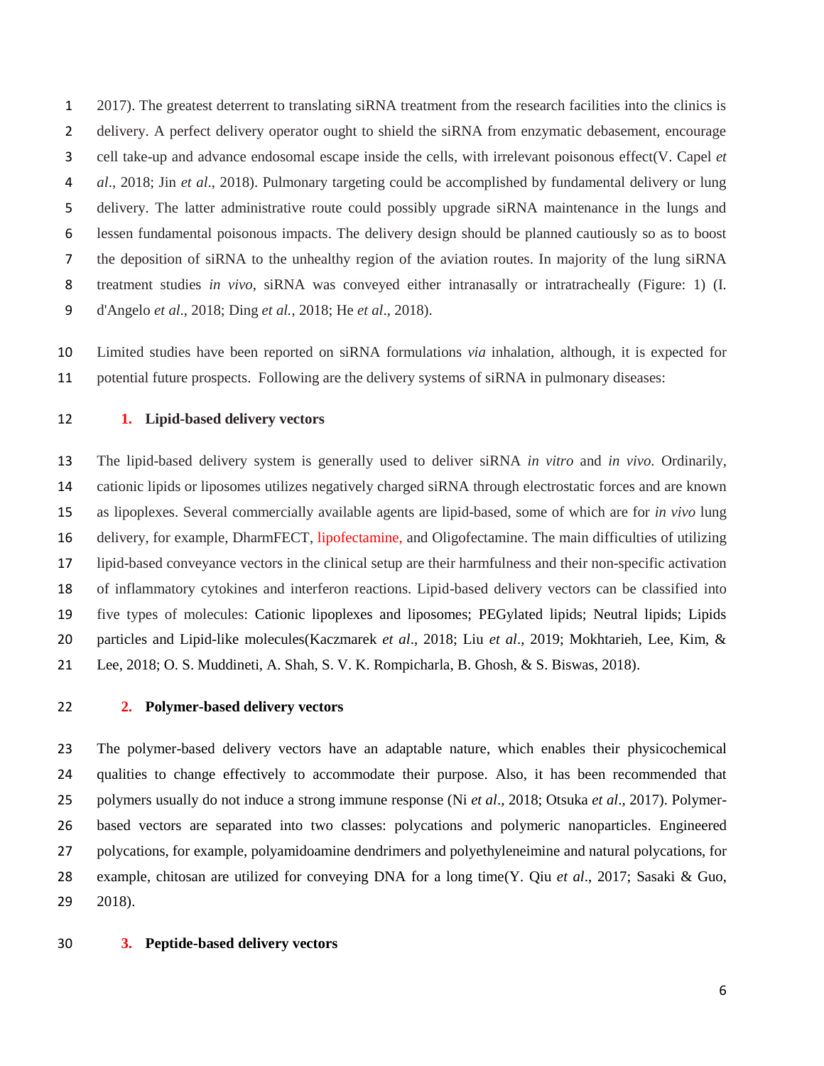2017). The greatest deterrent to translating siRNA treatment from the research facilities into the clinics is delivery. A perfect delivery operator ought to shield the siRNA from enzymatic debasement, encourage cell take-up and advance endosomal escape inside the cells, with irrelevant poisonous effect(V. Capel *et al*., 2018; Jin *et al*., 2018). Pulmonary targeting could be accomplished by fundamental delivery or lung delivery. The latter administrative route could possibly upgrade siRNA maintenance in the lungs and lessen fundamental poisonous impacts. The delivery design should be planned cautiously so as to boost the deposition of siRNA to the unhealthy region of the aviation routes. In majority of the lung siRNA treatment studies *in vivo*, siRNA was conveyed either intranasally or intratracheally (Figure: 1) (I. d'Angelo *et al*., 2018; Ding *et al.*, 2018; He *et al*., 2018).

Limited studies have been reported on siRNA formulations *via* inhalation, although, it is expected for potential future prospects. Following are the delivery systems of siRNA in pulmonary diseases:

## 1. Lipid-based delivery vectors

The lipid-based delivery system is generally used to deliver siRNA *in vitro* and *in vivo*. Ordinarily, cationic lipids or liposomes utilizes negatively charged siRNA through electrostatic forces and are known as lipoplexes. Several commercially available agents are lipid-based, some of which are for *in vivo* lung delivery, for example, DharmFECT, lipofectamine, and Oligofectamine. The main difficulties of utilizing lipid-based conveyance vectors in the clinical setup are their harmfulness and their non-specific activation of inflammatory cytokines and interferon reactions. Lipid-based delivery vectors can be classified into five types of molecules: Cationic lipoplexes and liposomes; PEGylated lipids; Neutral lipids; Lipids particles and Lipid-like molecules(Kaczmarek *et al*., 2018; Liu *et al*., 2019; Mokhtarieh, Lee, Kim, & Lee, 2018; O. S. Muddineti, A. Shah, S. V. K. Rompicharla, B. Ghosh, & S. Biswas, 2018).

## 2. Polymer-based delivery vectors

The polymer-based delivery vectors have an adaptable nature, which enables their physicochemical qualities to change effectively to accommodate their purpose. Also, it has been recommended that polymers usually do not induce a strong immune response (Ni *et al*., 2018; Otsuka *et al*., 2017). Polymer-based vectors are separated into two classes: polycations and polymeric nanoparticles. Engineered polycations, for example, polyamidoamine dendrimers and polyethyleneimine and natural polycations, for example, chitosan are utilized for conveying DNA for a long time(Y. Qiu *et al*., 2017; Sasaki & Guo, 2018).

## 3. Peptide-based delivery vectors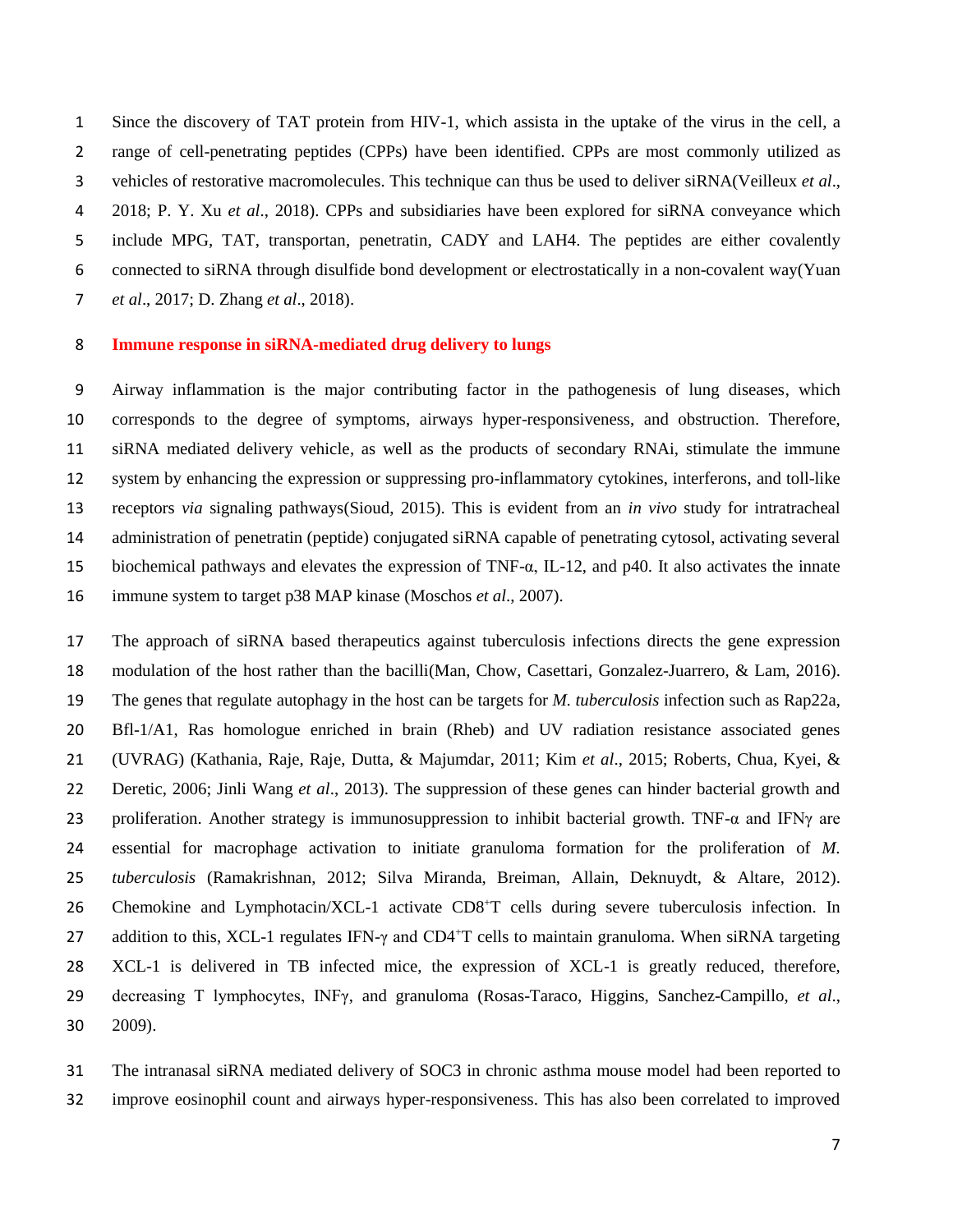Since the discovery of TAT protein from HIV-1, which assista in the uptake of the virus in the cell, a range of cell-penetrating peptides (CPPs) have been identified. CPPs are most commonly utilized as vehicles of restorative macromolecules. This technique can thus be used to deliver siRNA(Veilleux *et al*., 2018; P. Y. Xu *et al*., 2018). CPPs and subsidiaries have been explored for siRNA conveyance which include MPG, TAT, transportan, penetratin, CADY and LAH4. The peptides are either covalently connected to siRNA through disulfide bond development or electrostatically in a non-covalent way(Yuan *et al*., 2017; D. Zhang *et al*., 2018).

## Immune response in siRNA-mediated drug delivery to lungs

Airway inflammation is the major contributing factor in the pathogenesis of lung diseases, which corresponds to the degree of symptoms, airways hyper-responsiveness, and obstruction. Therefore, siRNA mediated delivery vehicle, as well as the products of secondary RNAi, stimulate the immune system by enhancing the expression or suppressing pro-inflammatory cytokines, interferons, and toll-like receptors *via* signaling pathways(Sioud, 2015). This is evident from an *in vivo* study for intratracheal administration of penetratin (peptide) conjugated siRNA capable of penetrating cytosol, activating several biochemical pathways and elevates the expression of TNF-α, IL-12, and p40. It also activates the innate immune system to target p38 MAP kinase (Moschos *et al*., 2007).

The approach of siRNA based therapeutics against tuberculosis infections directs the gene expression modulation of the host rather than the bacilli(Man, Chow, Casettari, Gonzalez-Juarrero, & Lam, 2016). The genes that regulate autophagy in the host can be targets for *M. tuberculosis* infection such as Rap22a, Bfl-1/A1, Ras homologue enriched in brain (Rheb) and UV radiation resistance associated genes (UVRAG) (Kathania, Raje, Raje, Dutta, & Majumdar, 2011; Kim *et al*., 2015; Roberts, Chua, Kyei, & Deretic, 2006; Jinli Wang *et al*., 2013). The suppression of these genes can hinder bacterial growth and proliferation. Another strategy is immunosuppression to inhibit bacterial growth. TNF-α and IFNγ are essential for macrophage activation to initiate granuloma formation for the proliferation of *M. tuberculosis* (Ramakrishnan, 2012; Silva Miranda, Breiman, Allain, Deknuydt, & Altare, 2012). Chemokine and Lymphotacin/XCL-1 activate $CD8^{+}$T cells during severe tuberculosis infection. In addition to this, XCL-1 regulates IFN-γ and $CD4^{+}$T cells to maintain granuloma. When siRNA targeting XCL-1 is delivered in TB infected mice, the expression of XCL-1 is greatly reduced, therefore, decreasing T lymphocytes, INFγ, and granuloma (Rosas-Taraco, Higgins, Sanchez-Campillo, *et al*., 2009).

The intranasal siRNA mediated delivery of SOC3 in chronic asthma mouse model had been reported to improve eosinophil count and airways hyper-responsiveness. This has also been correlated to improved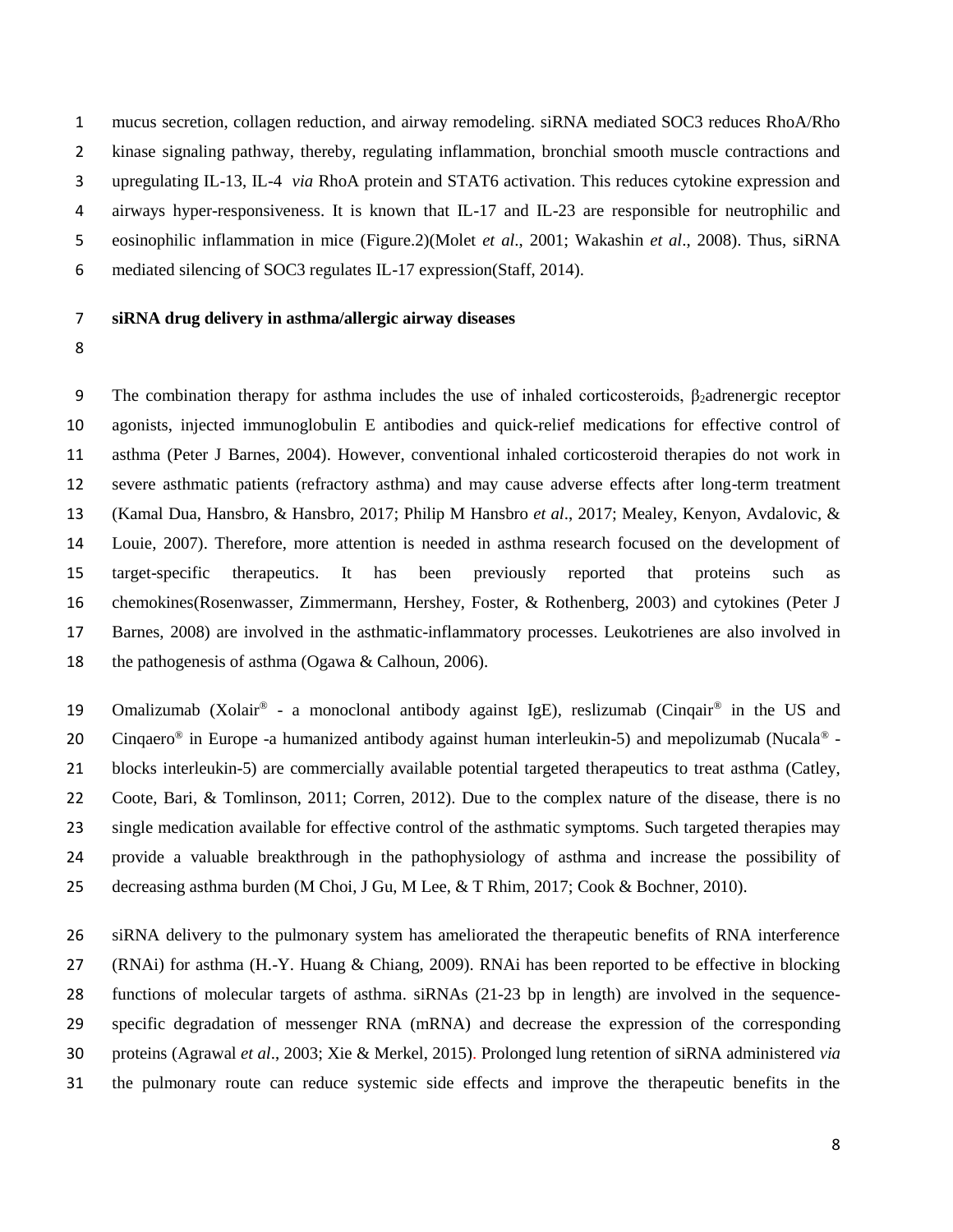mucus secretion, collagen reduction, and airway remodeling. siRNA mediated SOC3 reduces RhoA/Rho kinase signaling pathway, thereby, regulating inflammation, bronchial smooth muscle contractions and upregulating IL-13, IL-4 *via* RhoA protein and STAT6 activation. This reduces cytokine expression and airways hyper-responsiveness. It is known that IL-17 and IL-23 are responsible for neutrophilic and eosinophilic inflammation in mice (Figure.2)(Molet *et al*., 2001; Wakashin *et al*., 2008). Thus, siRNA mediated silencing of SOC3 regulates IL-17 expression(Staff, 2014).

**siRNA drug delivery in asthma/allergic airway diseases**

The combination therapy for asthma includes the use of inhaled corticosteroids, $\beta_2$adrenergic receptor agonists, injected immunoglobulin E antibodies and quick-relief medications for effective control of asthma (Peter J Barnes, 2004). However, conventional inhaled corticosteroid therapies do not work in severe asthmatic patients (refractory asthma) and may cause adverse effects after long-term treatment (Kamal Dua, Hansbro, & Hansbro, 2017; Philip M Hansbro *et al*., 2017; Mealey, Kenyon, Avdalovic, & Louie, 2007). Therefore, more attention is needed in asthma research focused on the development of target-specific therapeutics. It has been previously reported that proteins such as chemokines(Rosenwasser, Zimmermann, Hershey, Foster, & Rothenberg, 2003) and cytokines (Peter J Barnes, 2008) are involved in the asthmatic-inflammatory processes. Leukotrienes are also involved in the pathogenesis of asthma (Ogawa & Calhoun, 2006).

Omalizumab (Xolair® - a monoclonal antibody against IgE), reslizumab (Cinqair® in the US and Cinqaero® in Europe -a humanized antibody against human interleukin-5) and mepolizumab (Nucala® - blocks interleukin-5) are commercially available potential targeted therapeutics to treat asthma (Catley, Coote, Bari, & Tomlinson, 2011; Corren, 2012). Due to the complex nature of the disease, there is no single medication available for effective control of the asthmatic symptoms. Such targeted therapies may provide a valuable breakthrough in the pathophysiology of asthma and increase the possibility of decreasing asthma burden (M Choi, J Gu, M Lee, & T Rhim, 2017; Cook & Bochner, 2010).

siRNA delivery to the pulmonary system has ameliorated the therapeutic benefits of RNA interference (RNAi) for asthma (H.-Y. Huang & Chiang, 2009). RNAi has been reported to be effective in blocking functions of molecular targets of asthma. siRNAs (21-23 bp in length) are involved in the sequence-specific degradation of messenger RNA (mRNA) and decrease the expression of the corresponding proteins (Agrawal *et al*., 2003; Xie & Merkel, 2015). Prolonged lung retention of siRNA administered *via* the pulmonary route can reduce systemic side effects and improve the therapeutic benefits in the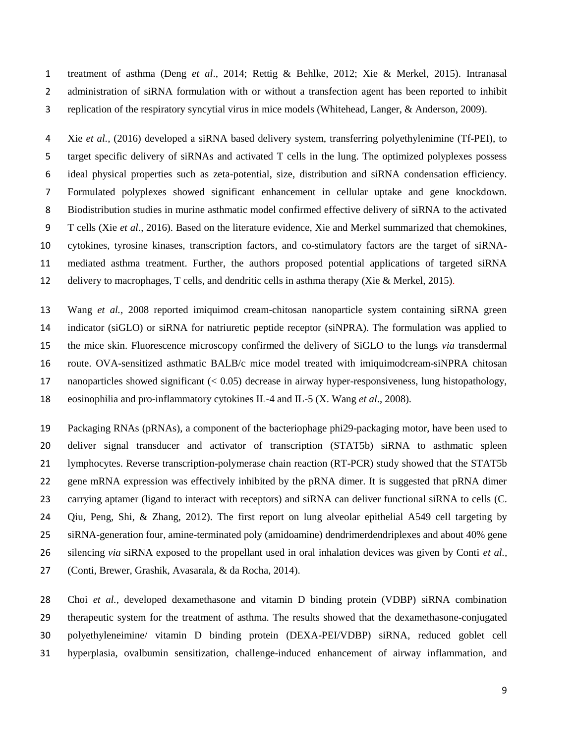treatment of asthma (Deng *et al*., 2014; Rettig & Behlke, 2012; Xie & Merkel, 2015). Intranasal administration of siRNA formulation with or without a transfection agent has been reported to inhibit replication of the respiratory syncytial virus in mice models (Whitehead, Langer, & Anderson, 2009).

Xie *et al.,* (2016) developed a siRNA based delivery system, transferring polyethylenimine (Tf-PEI), to target specific delivery of siRNAs and activated T cells in the lung. The optimized polyplexes possess ideal physical properties such as zeta-potential, size, distribution and siRNA condensation efficiency. Formulated polyplexes showed significant enhancement in cellular uptake and gene knockdown. Biodistribution studies in murine asthmatic model confirmed effective delivery of siRNA to the activated T cells (Xie *et al*., 2016). Based on the literature evidence, Xie and Merkel summarized that chemokines, cytokines, tyrosine kinases, transcription factors, and co-stimulatory factors are the target of siRNA-mediated asthma treatment. Further, the authors proposed potential applications of targeted siRNA delivery to macrophages, T cells, and dendritic cells in asthma therapy (Xie & Merkel, 2015).

Wang *et al.,* 2008 reported imiquimod cream-chitosan nanoparticle system containing siRNA green indicator (siGLO) or siRNA for natriuretic peptide receptor (siNPRA). The formulation was applied to the mice skin. Fluorescence microscopy confirmed the delivery of SiGLO to the lungs *via* transdermal route. OVA-sensitized asthmatic BALB/c mice model treated with imiquimodcream-siNPRA chitosan nanoparticles showed significant (< 0.05) decrease in airway hyper-responsiveness, lung histopathology, eosinophilia and pro-inflammatory cytokines IL-4 and IL-5 (X. Wang *et al*., 2008).

Packaging RNAs (pRNAs), a component of the bacteriophage phi29-packaging motor, have been used to deliver signal transducer and activator of transcription (STAT5b) siRNA to asthmatic spleen lymphocytes. Reverse transcription-polymerase chain reaction (RT-PCR) study showed that the STAT5b gene mRNA expression was effectively inhibited by the pRNA dimer. It is suggested that pRNA dimer carrying aptamer (ligand to interact with receptors) and siRNA can deliver functional siRNA to cells (C. Qiu, Peng, Shi, & Zhang, 2012). The first report on lung alveolar epithelial A549 cell targeting by siRNA-generation four, amine-terminated poly (amidoamine) dendrimerdendriplexes and about 40% gene silencing *via* siRNA exposed to the propellant used in oral inhalation devices was given by Conti *et al.*, (Conti, Brewer, Grashik, Avasarala, & da Rocha, 2014).

Choi *et al.,* developed dexamethasone and vitamin D binding protein (VDBP) siRNA combination therapeutic system for the treatment of asthma. The results showed that the dexamethasone-conjugated polyethyleneimine/ vitamin D binding protein (DEXA-PEI/VDBP) siRNA, reduced goblet cell hyperplasia, ovalbumin sensitization, challenge-induced enhancement of airway inflammation, and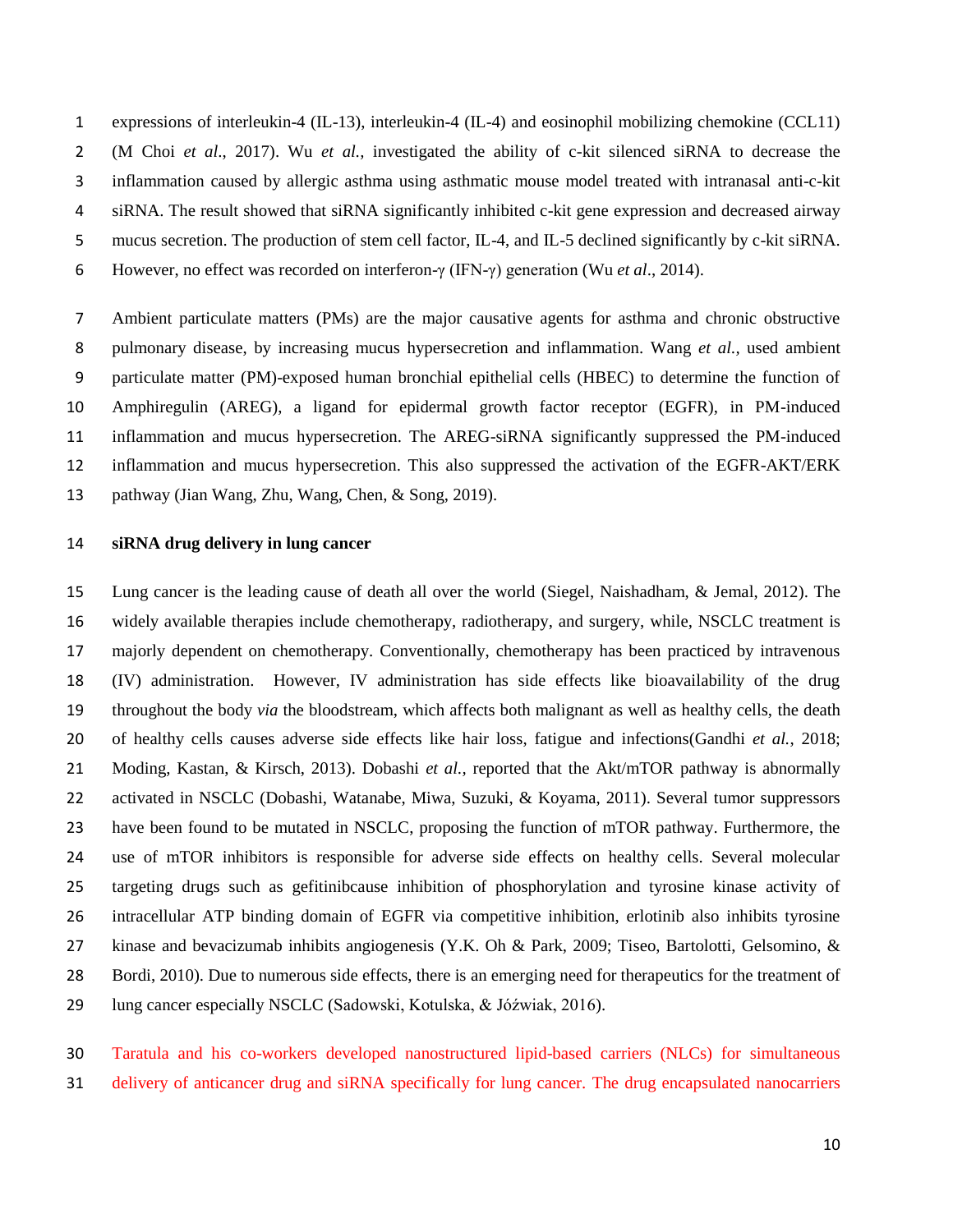expressions of interleukin-4 (IL-13), interleukin-4 (IL-4) and eosinophil mobilizing chemokine (CCL11) (M Choi *et al*., 2017). Wu *et al.,* investigated the ability of c-kit silenced siRNA to decrease the inflammation caused by allergic asthma using asthmatic mouse model treated with intranasal anti-c-kit siRNA. The result showed that siRNA significantly inhibited c-kit gene expression and decreased airway mucus secretion. The production of stem cell factor, IL-4, and IL-5 declined significantly by c-kit siRNA. However, no effect was recorded on interferon-γ (IFN-γ) generation (Wu *et al*., 2014).

Ambient particulate matters (PMs) are the major causative agents for asthma and chronic obstructive pulmonary disease, by increasing mucus hypersecretion and inflammation. Wang *et al.,* used ambient particulate matter (PM)-exposed human bronchial epithelial cells (HBEC) to determine the function of Amphiregulin (AREG), a ligand for epidermal growth factor receptor (EGFR), in PM-induced inflammation and mucus hypersecretion. The AREG-siRNA significantly suppressed the PM-induced inflammation and mucus hypersecretion. This also suppressed the activation of the EGFR-AKT/ERK pathway (Jian Wang, Zhu, Wang, Chen, & Song, 2019).

**siRNA drug delivery in lung cancer**

Lung cancer is the leading cause of death all over the world (Siegel, Naishadham, & Jemal, 2012). The widely available therapies include chemotherapy, radiotherapy, and surgery, while, NSCLC treatment is majorly dependent on chemotherapy. Conventionally, chemotherapy has been practiced by intravenous (IV) administration. However, IV administration has side effects like bioavailability of the drug throughout the body *via* the bloodstream, which affects both malignant as well as healthy cells, the death of healthy cells causes adverse side effects like hair loss, fatigue and infections(Gandhi *et al.*, 2018; Moding, Kastan, & Kirsch, 2013). Dobashi *et al.,* reported that the Akt/mTOR pathway is abnormally activated in NSCLC (Dobashi, Watanabe, Miwa, Suzuki, & Koyama, 2011). Several tumor suppressors have been found to be mutated in NSCLC, proposing the function of mTOR pathway. Furthermore, the use of mTOR inhibitors is responsible for adverse side effects on healthy cells. Several molecular targeting drugs such as gefitinibcause inhibition of phosphorylation and tyrosine kinase activity of intracellular ATP binding domain of EGFR via competitive inhibition, erlotinib also inhibits tyrosine kinase and bevacizumab inhibits angiogenesis (Y.K. Oh & Park, 2009; Tiseo, Bartolotti, Gelsomino, & Bordi, 2010). Due to numerous side effects, there is an emerging need for therapeutics for the treatment of lung cancer especially NSCLC (Sadowski, Kotulska, & Jóźwiak, 2016).

Taratula and his co-workers developed nanostructured lipid-based carriers (NLCs) for simultaneous delivery of anticancer drug and siRNA specifically for lung cancer. The drug encapsulated nanocarriers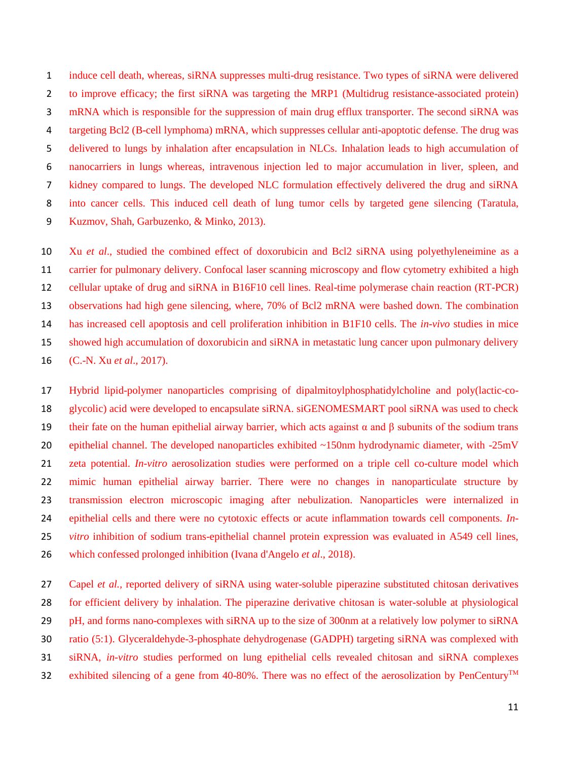induce cell death, whereas, siRNA suppresses multi-drug resistance. Two types of siRNA were delivered to improve efficacy; the first siRNA was targeting the MRP1 (Multidrug resistance-associated protein) mRNA which is responsible for the suppression of main drug efflux transporter. The second siRNA was targeting Bcl2 (B-cell lymphoma) mRNA, which suppresses cellular anti-apoptotic defense. The drug was delivered to lungs by inhalation after encapsulation in NLCs. Inhalation leads to high accumulation of nanocarriers in lungs whereas, intravenous injection led to major accumulation in liver, spleen, and kidney compared to lungs. The developed NLC formulation effectively delivered the drug and siRNA into cancer cells. This induced cell death of lung tumor cells by targeted gene silencing (Taratula, Kuzmov, Shah, Garbuzenko, & Minko, 2013).

Xu *et al*., studied the combined effect of doxorubicin and Bcl2 siRNA using polyethyleneimine as a carrier for pulmonary delivery. Confocal laser scanning microscopy and flow cytometry exhibited a high cellular uptake of drug and siRNA in B16F10 cell lines. Real-time polymerase chain reaction (RT-PCR) observations had high gene silencing, where, 70% of Bcl2 mRNA were bashed down. The combination has increased cell apoptosis and cell proliferation inhibition in B1F10 cells. The *in-vivo* studies in mice showed high accumulation of doxorubicin and siRNA in metastatic lung cancer upon pulmonary delivery (C.-N. Xu *et al*., 2017).

Hybrid lipid-polymer nanoparticles comprising of dipalmitoylphosphatidylcholine and poly(lactic-co-glycolic) acid were developed to encapsulate siRNA. siGENOMESMART pool siRNA was used to check their fate on the human epithelial airway barrier, which acts against α and β subunits of the sodium trans epithelial channel. The developed nanoparticles exhibited ~150nm hydrodynamic diameter, with -25mV zeta potential. *In-vitro* aerosolization studies were performed on a triple cell co-culture model which mimic human epithelial airway barrier. There were no changes in nanoparticulate structure by transmission electron microscopic imaging after nebulization. Nanoparticles were internalized in epithelial cells and there were no cytotoxic effects or acute inflammation towards cell components. *In-vitro* inhibition of sodium trans-epithelial channel protein expression was evaluated in A549 cell lines, which confessed prolonged inhibition (Ivana d'Angelo *et al*., 2018).

Capel *et al.*, reported delivery of siRNA using water-soluble piperazine substituted chitosan derivatives for efficient delivery by inhalation. The piperazine derivative chitosan is water-soluble at physiological pH, and forms nano-complexes with siRNA up to the size of 300nm at a relatively low polymer to siRNA ratio (5:1). Glyceraldehyde-3-phosphate dehydrogenase (GADPH) targeting siRNA was complexed with siRNA, *in-vitro* studies performed on lung epithelial cells revealed chitosan and siRNA complexes exhibited silencing of a gene from 40-80%. There was no effect of the aerosolization by PenCentury™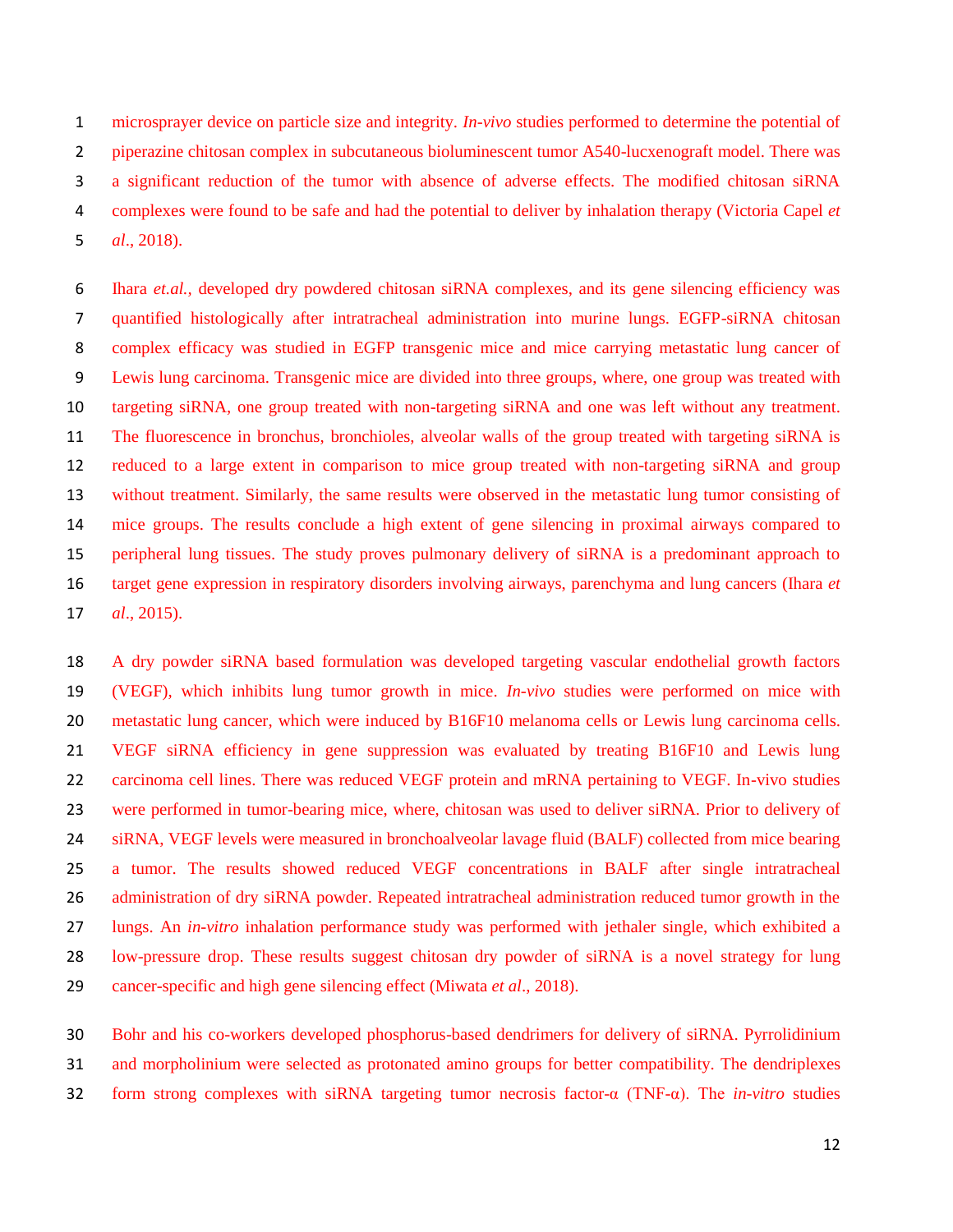microsprayer device on particle size and integrity. *In-vivo* studies performed to determine the potential of piperazine chitosan complex in subcutaneous bioluminescent tumor A540-lucxenograft model. There was a significant reduction of the tumor with absence of adverse effects. The modified chitosan siRNA complexes were found to be safe and had the potential to deliver by inhalation therapy (Victoria Capel *et al*., 2018).

Ihara *et.al.*, developed dry powdered chitosan siRNA complexes, and its gene silencing efficiency was quantified histologically after intratracheal administration into murine lungs. EGFP-siRNA chitosan complex efficacy was studied in EGFP transgenic mice and mice carrying metastatic lung cancer of Lewis lung carcinoma. Transgenic mice are divided into three groups, where, one group was treated with targeting siRNA, one group treated with non-targeting siRNA and one was left without any treatment. The fluorescence in bronchus, bronchioles, alveolar walls of the group treated with targeting siRNA is reduced to a large extent in comparison to mice group treated with non-targeting siRNA and group without treatment. Similarly, the same results were observed in the metastatic lung tumor consisting of mice groups. The results conclude a high extent of gene silencing in proximal airways compared to peripheral lung tissues. The study proves pulmonary delivery of siRNA is a predominant approach to target gene expression in respiratory disorders involving airways, parenchyma and lung cancers (Ihara *et al*., 2015).

A dry powder siRNA based formulation was developed targeting vascular endothelial growth factors (VEGF), which inhibits lung tumor growth in mice. *In-vivo* studies were performed on mice with metastatic lung cancer, which were induced by B16F10 melanoma cells or Lewis lung carcinoma cells. VEGF siRNA efficiency in gene suppression was evaluated by treating B16F10 and Lewis lung carcinoma cell lines. There was reduced VEGF protein and mRNA pertaining to VEGF. In-vivo studies were performed in tumor-bearing mice, where, chitosan was used to deliver siRNA. Prior to delivery of siRNA, VEGF levels were measured in bronchoalveolar lavage fluid (BALF) collected from mice bearing a tumor. The results showed reduced VEGF concentrations in BALF after single intratracheal administration of dry siRNA powder. Repeated intratracheal administration reduced tumor growth in the lungs. An *in-vitro* inhalation performance study was performed with jethaler single, which exhibited a low-pressure drop. These results suggest chitosan dry powder of siRNA is a novel strategy for lung cancer-specific and high gene silencing effect (Miwata *et al*., 2018).

Bohr and his co-workers developed phosphorus-based dendrimers for delivery of siRNA. Pyrrolidinium and morpholinium were selected as protonated amino groups for better compatibility. The dendriplexes form strong complexes with siRNA targeting tumor necrosis factor-α (TNF-α). The *in-vitro* studies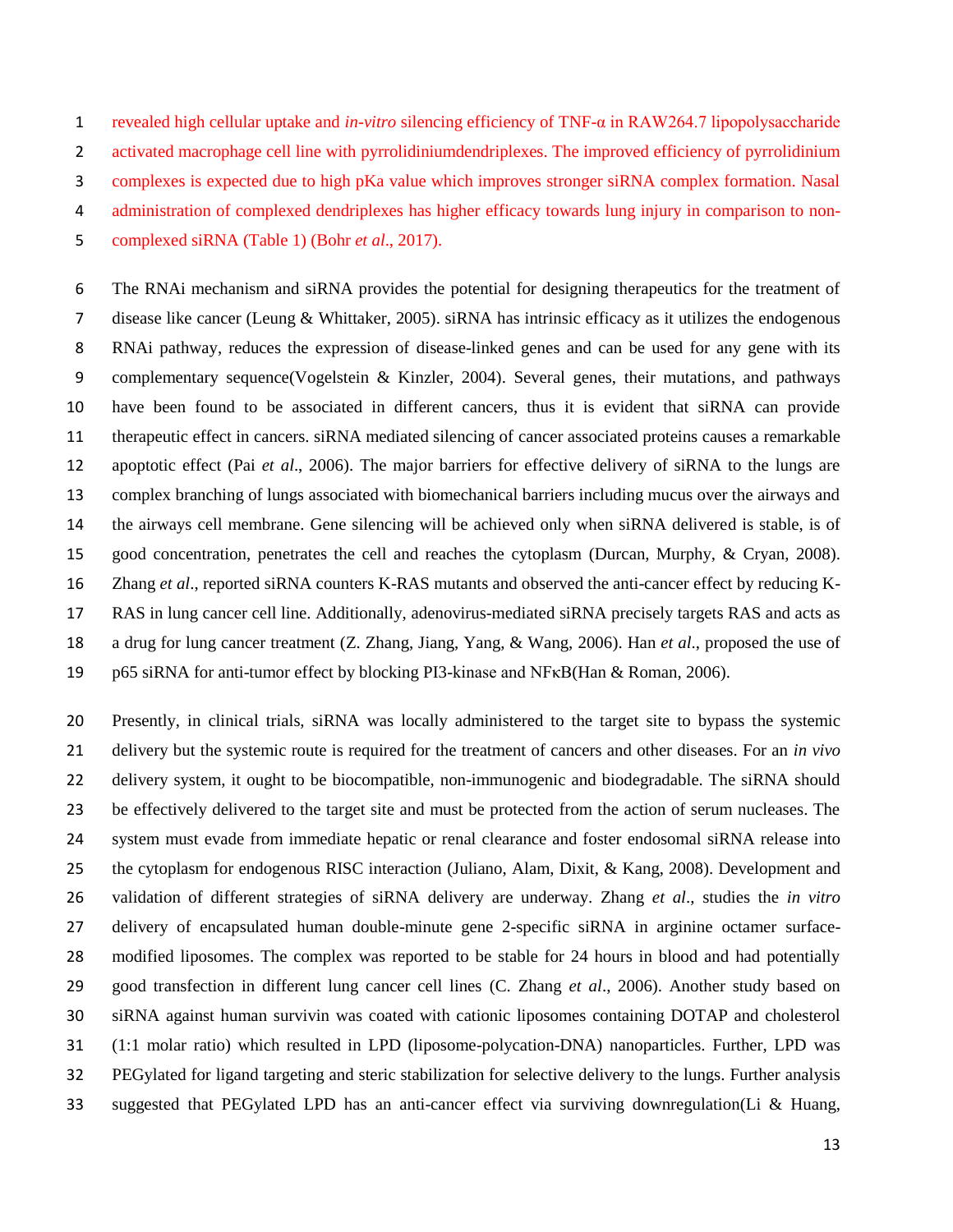revealed high cellular uptake and *in-vitro* silencing efficiency of TNF-α in RAW264.7 lipopolysaccharide activated macrophage cell line with pyrrolidiniumdendriplexes. The improved efficiency of pyrrolidinium complexes is expected due to high pKa value which improves stronger siRNA complex formation. Nasal administration of complexed dendriplexes has higher efficacy towards lung injury in comparison to non-complexed siRNA (Table 1) (Bohr *et al*., 2017).

The RNAi mechanism and siRNA provides the potential for designing therapeutics for the treatment of disease like cancer (Leung & Whittaker, 2005). siRNA has intrinsic efficacy as it utilizes the endogenous RNAi pathway, reduces the expression of disease-linked genes and can be used for any gene with its complementary sequence(Vogelstein & Kinzler, 2004). Several genes, their mutations, and pathways have been found to be associated in different cancers, thus it is evident that siRNA can provide therapeutic effect in cancers. siRNA mediated silencing of cancer associated proteins causes a remarkable apoptotic effect (Pai *et al*., 2006). The major barriers for effective delivery of siRNA to the lungs are complex branching of lungs associated with biomechanical barriers including mucus over the airways and the airways cell membrane. Gene silencing will be achieved only when siRNA delivered is stable, is of good concentration, penetrates the cell and reaches the cytoplasm (Durcan, Murphy, & Cryan, 2008). Zhang *et al*., reported siRNA counters K-RAS mutants and observed the anti-cancer effect by reducing K-RAS in lung cancer cell line. Additionally, adenovirus-mediated siRNA precisely targets RAS and acts as a drug for lung cancer treatment (Z. Zhang, Jiang, Yang, & Wang, 2006). Han *et al*., proposed the use of p65 siRNA for anti-tumor effect by blocking PI3-kinase and NFκB(Han & Roman, 2006).

Presently, in clinical trials, siRNA was locally administered to the target site to bypass the systemic delivery but the systemic route is required for the treatment of cancers and other diseases. For an *in vivo* delivery system, it ought to be biocompatible, non-immunogenic and biodegradable. The siRNA should be effectively delivered to the target site and must be protected from the action of serum nucleases. The system must evade from immediate hepatic or renal clearance and foster endosomal siRNA release into the cytoplasm for endogenous RISC interaction (Juliano, Alam, Dixit, & Kang, 2008). Development and validation of different strategies of siRNA delivery are underway. Zhang *et al*., studies the *in vitro* delivery of encapsulated human double-minute gene 2-specific siRNA in arginine octamer surface-modified liposomes. The complex was reported to be stable for 24 hours in blood and had potentially good transfection in different lung cancer cell lines (C. Zhang *et al*., 2006). Another study based on siRNA against human survivin was coated with cationic liposomes containing DOTAP and cholesterol (1:1 molar ratio) which resulted in LPD (liposome-polycation-DNA) nanoparticles. Further, LPD was PEGylated for ligand targeting and steric stabilization for selective delivery to the lungs. Further analysis suggested that PEGylated LPD has an anti-cancer effect via surviving downregulation(Li & Huang,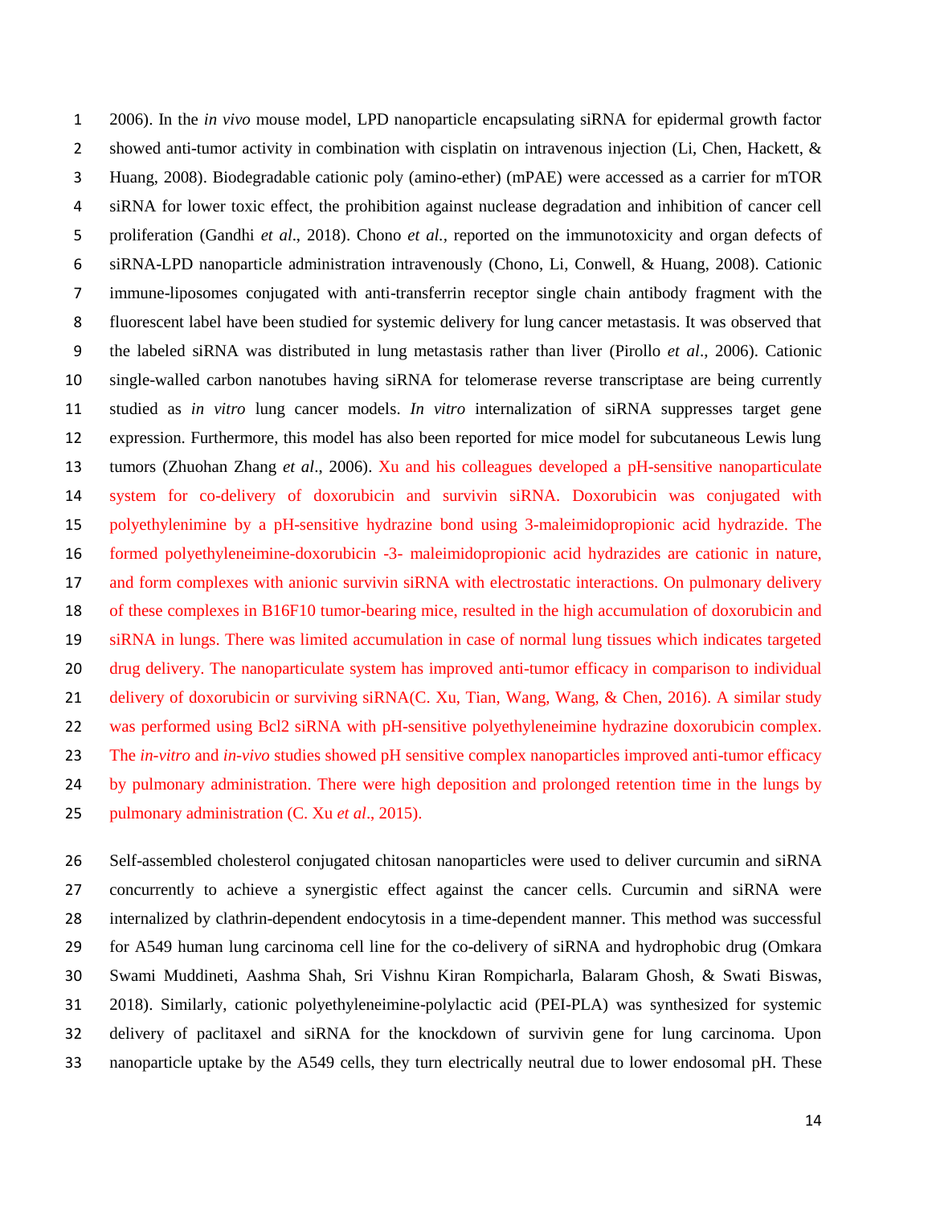2006). In the *in vivo* mouse model, LPD nanoparticle encapsulating siRNA for epidermal growth factor showed anti-tumor activity in combination with cisplatin on intravenous injection (Li, Chen, Hackett, & Huang, 2008). Biodegradable cationic poly (amino-ether) (mPAE) were accessed as a carrier for mTOR siRNA for lower toxic effect, the prohibition against nuclease degradation and inhibition of cancer cell proliferation (Gandhi *et al*., 2018). Chono *et al.,* reported on the immunotoxicity and organ defects of siRNA-LPD nanoparticle administration intravenously (Chono, Li, Conwell, & Huang, 2008). Cationic immune-liposomes conjugated with anti-transferrin receptor single chain antibody fragment with the fluorescent label have been studied for systemic delivery for lung cancer metastasis. It was observed that the labeled siRNA was distributed in lung metastasis rather than liver (Pirollo *et al*., 2006). Cationic single-walled carbon nanotubes having siRNA for telomerase reverse transcriptase are being currently studied as *in vitro* lung cancer models. *In vitro* internalization of siRNA suppresses target gene expression. Furthermore, this model has also been reported for mice model for subcutaneous Lewis lung tumors (Zhuohan Zhang *et al*., 2006). Xu and his colleagues developed a pH-sensitive nanoparticulate system for co-delivery of doxorubicin and survivin siRNA. Doxorubicin was conjugated with polyethylenimine by a pH-sensitive hydrazine bond using 3-maleimidopropionic acid hydrazide. The formed polyethyleneimine-doxorubicin -3- maleimidopropionic acid hydrazides are cationic in nature, and form complexes with anionic survivin siRNA with electrostatic interactions. On pulmonary delivery of these complexes in B16F10 tumor-bearing mice, resulted in the high accumulation of doxorubicin and siRNA in lungs. There was limited accumulation in case of normal lung tissues which indicates targeted drug delivery. The nanoparticulate system has improved anti-tumor efficacy in comparison to individual delivery of doxorubicin or surviving siRNA(C. Xu, Tian, Wang, Wang, & Chen, 2016). A similar study was performed using Bcl2 siRNA with pH-sensitive polyethyleneimine hydrazine doxorubicin complex. The *in-vitro* and *in-vivo* studies showed pH sensitive complex nanoparticles improved anti-tumor efficacy by pulmonary administration. There were high deposition and prolonged retention time in the lungs by pulmonary administration (C. Xu *et al*., 2015).

Self-assembled cholesterol conjugated chitosan nanoparticles were used to deliver curcumin and siRNA concurrently to achieve a synergistic effect against the cancer cells. Curcumin and siRNA were internalized by clathrin-dependent endocytosis in a time-dependent manner. This method was successful for A549 human lung carcinoma cell line for the co-delivery of siRNA and hydrophobic drug (Omkara Swami Muddineti, Aashma Shah, Sri Vishnu Kiran Rompicharla, Balaram Ghosh, & Swati Biswas, 2018). Similarly, cationic polyethyleneimine-polylactic acid (PEI-PLA) was synthesized for systemic delivery of paclitaxel and siRNA for the knockdown of survivin gene for lung carcinoma. Upon nanoparticle uptake by the A549 cells, they turn electrically neutral due to lower endosomal pH. These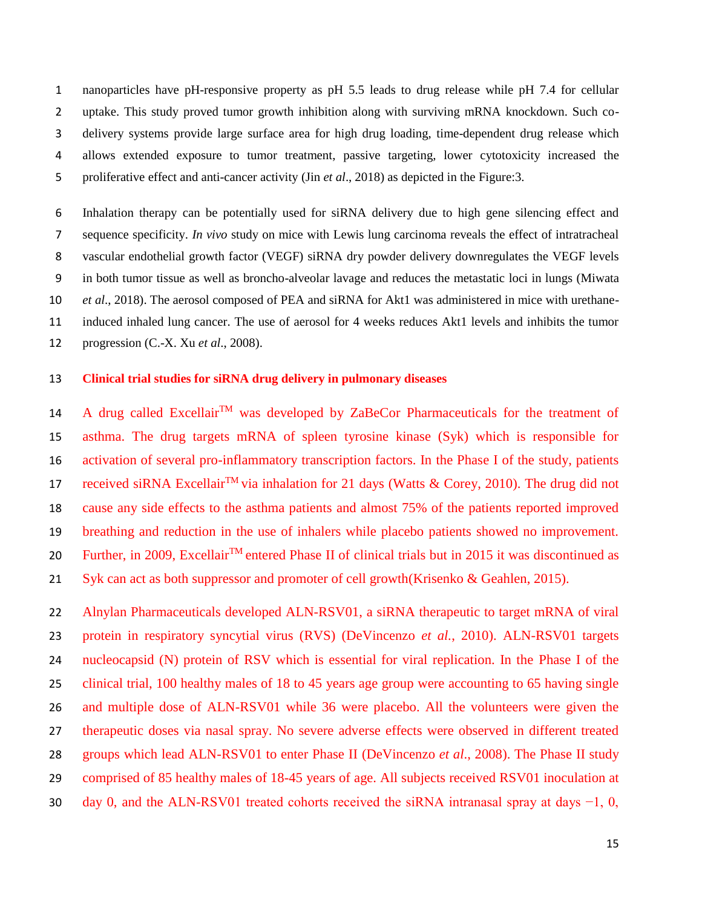nanoparticles have pH-responsive property as pH 5.5 leads to drug release while pH 7.4 for cellular uptake. This study proved tumor growth inhibition along with surviving mRNA knockdown. Such co-delivery systems provide large surface area for high drug loading, time-dependent drug release which allows extended exposure to tumor treatment, passive targeting, lower cytotoxicity increased the proliferative effect and anti-cancer activity (Jin *et al*., 2018) as depicted in the Figure:3.

Inhalation therapy can be potentially used for siRNA delivery due to high gene silencing effect and sequence specificity. *In vivo* study on mice with Lewis lung carcinoma reveals the effect of intratracheal vascular endothelial growth factor (VEGF) siRNA dry powder delivery downregulates the VEGF levels in both tumor tissue as well as broncho-alveolar lavage and reduces the metastatic loci in lungs (Miwata *et al*., 2018). The aerosol composed of PEA and siRNA for Akt1 was administered in mice with urethane-induced inhaled lung cancer. The use of aerosol for 4 weeks reduces Akt1 levels and inhibits the tumor progression (C.-X. Xu *et al*., 2008).

## Clinical trial studies for siRNA drug delivery in pulmonary diseases

A drug called Excellair$^{TM}$ was developed by ZaBeCor Pharmaceuticals for the treatment of asthma. The drug targets mRNA of spleen tyrosine kinase (Syk) which is responsible for activation of several pro-inflammatory transcription factors. In the Phase I of the study, patients received siRNA Excellair$^{TM}$ via inhalation for 21 days (Watts & Corey, 2010). The drug did not cause any side effects to the asthma patients and almost 75% of the patients reported improved breathing and reduction in the use of inhalers while placebo patients showed no improvement. Further, in 2009, Excellair$^{TM}$ entered Phase II of clinical trials but in 2015 it was discontinued as Syk can act as both suppressor and promoter of cell growth(Krisenko & Geahlen, 2015).

Alnylan Pharmaceuticals developed ALN-RSV01, a siRNA therapeutic to target mRNA of viral protein in respiratory syncytial virus (RVS) (DeVincenzo *et al.*, 2010). ALN-RSV01 targets nucleocapsid (N) protein of RSV which is essential for viral replication. In the Phase I of the clinical trial, 100 healthy males of 18 to 45 years age group were accounting to 65 having single and multiple dose of ALN-RSV01 while 36 were placebo. All the volunteers were given the therapeutic doses via nasal spray. No severe adverse effects were observed in different treated groups which lead ALN-RSV01 to enter Phase II (DeVincenzo *et al*., 2008). The Phase II study comprised of 85 healthy males of 18-45 years of age. All subjects received RSV01 inoculation at day 0, and the ALN-RSV01 treated cohorts received the siRNA intranasal spray at days −1, 0,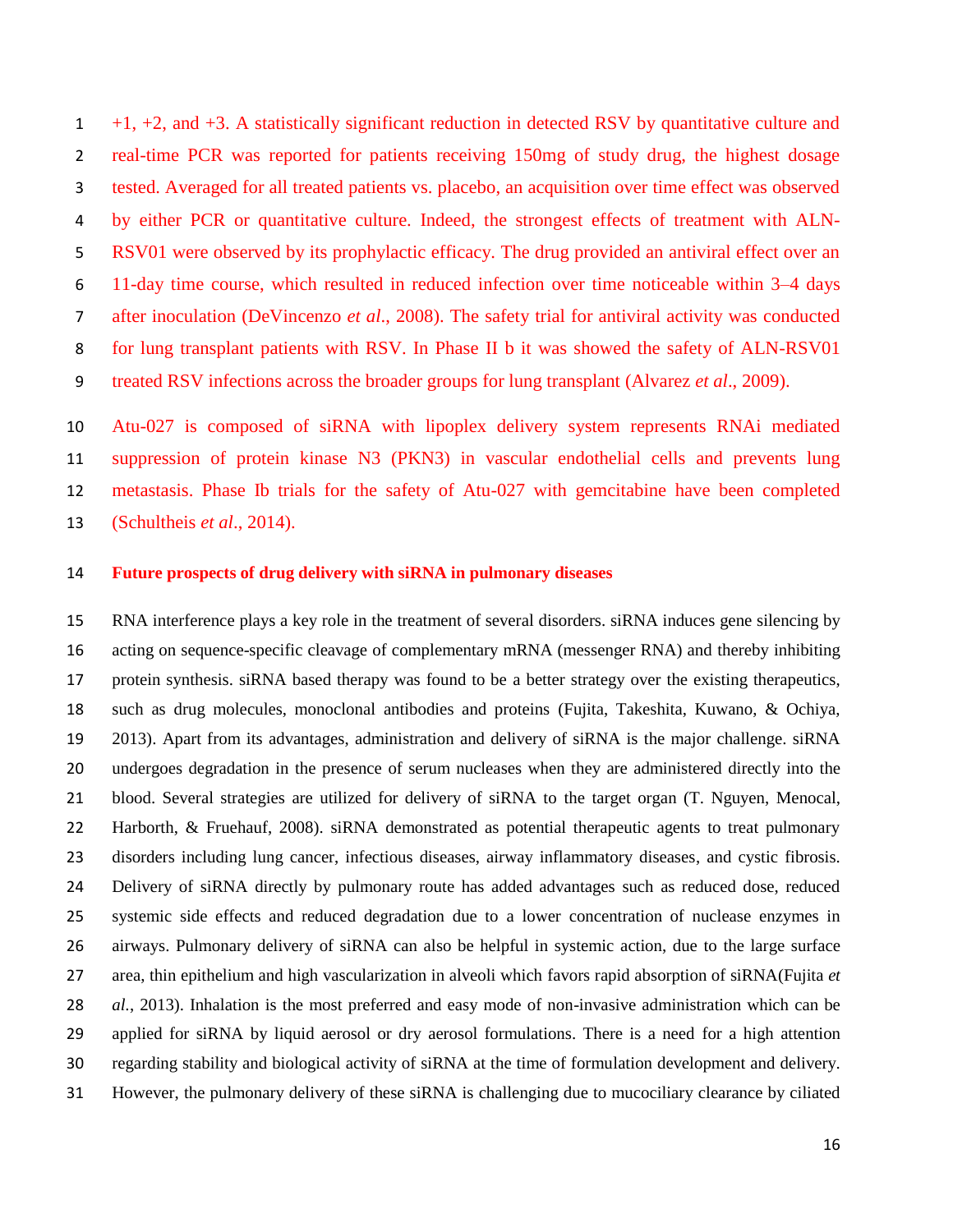+1, +2, and +3. A statistically significant reduction in detected RSV by quantitative culture and real-time PCR was reported for patients receiving 150mg of study drug, the highest dosage tested. Averaged for all treated patients vs. placebo, an acquisition over time effect was observed by either PCR or quantitative culture. Indeed, the strongest effects of treatment with ALN-RSV01 were observed by its prophylactic efficacy. The drug provided an antiviral effect over an 11-day time course, which resulted in reduced infection over time noticeable within 3–4 days after inoculation (DeVincenzo *et al*., 2008). The safety trial for antiviral activity was conducted for lung transplant patients with RSV. In Phase II b it was showed the safety of ALN-RSV01 treated RSV infections across the broader groups for lung transplant (Alvarez *et al*., 2009).

Atu-027 is composed of siRNA with lipoplex delivery system represents RNAi mediated suppression of protein kinase N3 (PKN3) in vascular endothelial cells and prevents lung metastasis. Phase Ib trials for the safety of Atu-027 with gemcitabine have been completed (Schultheis *et al*., 2014).

**Future prospects of drug delivery with siRNA in pulmonary diseases**

RNA interference plays a key role in the treatment of several disorders. siRNA induces gene silencing by acting on sequence-specific cleavage of complementary mRNA (messenger RNA) and thereby inhibiting protein synthesis. siRNA based therapy was found to be a better strategy over the existing therapeutics, such as drug molecules, monoclonal antibodies and proteins (Fujita, Takeshita, Kuwano, & Ochiya, 2013). Apart from its advantages, administration and delivery of siRNA is the major challenge. siRNA undergoes degradation in the presence of serum nucleases when they are administered directly into the blood. Several strategies are utilized for delivery of siRNA to the target organ (T. Nguyen, Menocal, Harborth, & Fruehauf, 2008). siRNA demonstrated as potential therapeutic agents to treat pulmonary disorders including lung cancer, infectious diseases, airway inflammatory diseases, and cystic fibrosis. Delivery of siRNA directly by pulmonary route has added advantages such as reduced dose, reduced systemic side effects and reduced degradation due to a lower concentration of nuclease enzymes in airways. Pulmonary delivery of siRNA can also be helpful in systemic action, due to the large surface area, thin epithelium and high vascularization in alveoli which favors rapid absorption of siRNA(Fujita *et al.*, 2013). Inhalation is the most preferred and easy mode of non-invasive administration which can be applied for siRNA by liquid aerosol or dry aerosol formulations. There is a need for a high attention regarding stability and biological activity of siRNA at the time of formulation development and delivery. However, the pulmonary delivery of these siRNA is challenging due to mucociliary clearance by ciliated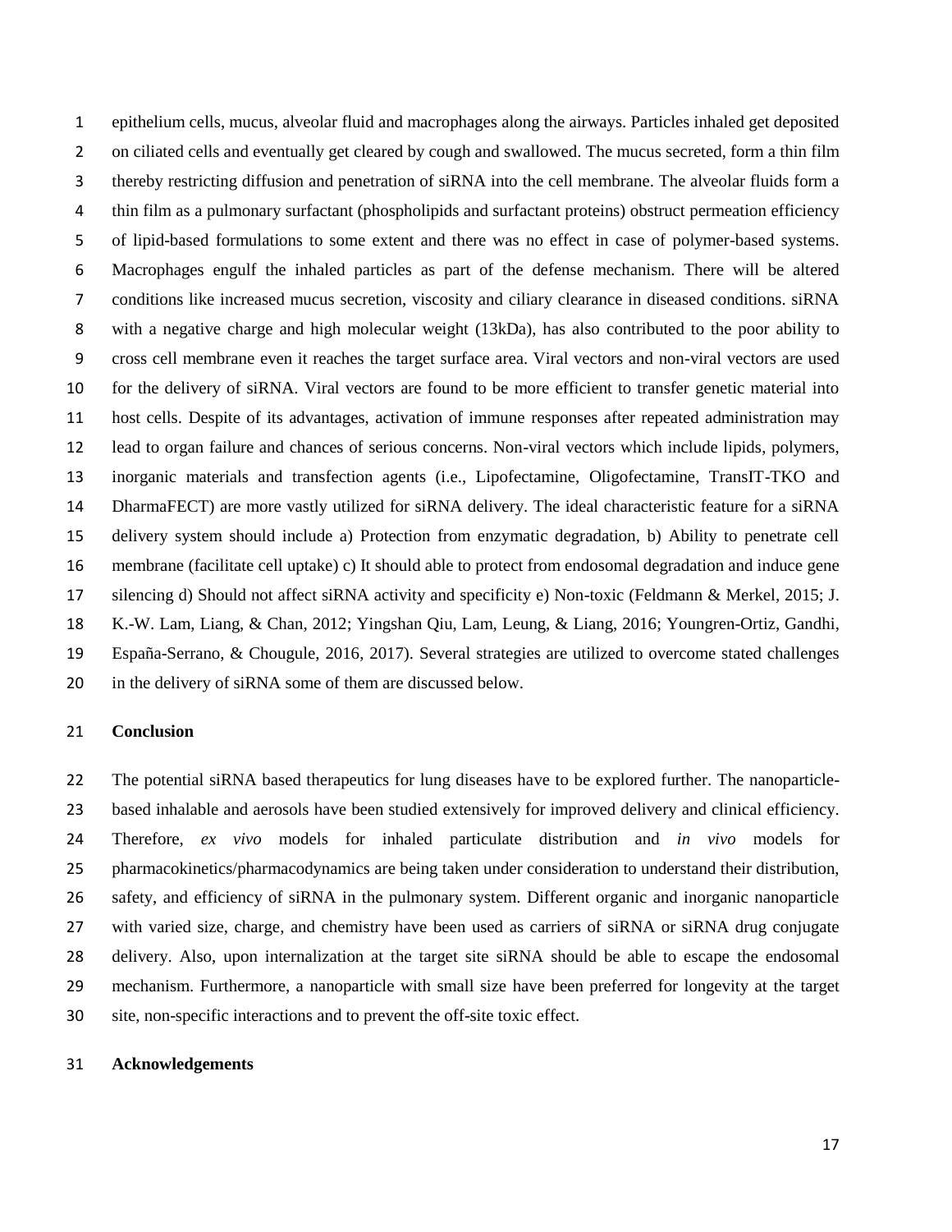epithelium cells, mucus, alveolar fluid and macrophages along the airways. Particles inhaled get deposited on ciliated cells and eventually get cleared by cough and swallowed. The mucus secreted, form a thin film thereby restricting diffusion and penetration of siRNA into the cell membrane. The alveolar fluids form a thin film as a pulmonary surfactant (phospholipids and surfactant proteins) obstruct permeation efficiency of lipid-based formulations to some extent and there was no effect in case of polymer-based systems. Macrophages engulf the inhaled particles as part of the defense mechanism. There will be altered conditions like increased mucus secretion, viscosity and ciliary clearance in diseased conditions. siRNA with a negative charge and high molecular weight (13kDa), has also contributed to the poor ability to cross cell membrane even it reaches the target surface area. Viral vectors and non-viral vectors are used for the delivery of siRNA. Viral vectors are found to be more efficient to transfer genetic material into host cells. Despite of its advantages, activation of immune responses after repeated administration may lead to organ failure and chances of serious concerns. Non-viral vectors which include lipids, polymers, inorganic materials and transfection agents (i.e., Lipofectamine, Oligofectamine, TransIT-TKO and DharmaFECT) are more vastly utilized for siRNA delivery. The ideal characteristic feature for a siRNA delivery system should include a) Protection from enzymatic degradation, b) Ability to penetrate cell membrane (facilitate cell uptake) c) It should able to protect from endosomal degradation and induce gene silencing d) Should not affect siRNA activity and specificity e) Non-toxic (Feldmann & Merkel, 2015; J. K.-W. Lam, Liang, & Chan, 2012; Yingshan Qiu, Lam, Leung, & Liang, 2016; Youngren-Ortiz, Gandhi, España-Serrano, & Chougule, 2016, 2017). Several strategies are utilized to overcome stated challenges in the delivery of siRNA some of them are discussed below.

## Conclusion

The potential siRNA based therapeutics for lung diseases have to be explored further. The nanoparticle-based inhalable and aerosols have been studied extensively for improved delivery and clinical efficiency. Therefore, *ex vivo* models for inhaled particulate distribution and *in vivo* models for pharmacokinetics/pharmacodynamics are being taken under consideration to understand their distribution, safety, and efficiency of siRNA in the pulmonary system. Different organic and inorganic nanoparticle with varied size, charge, and chemistry have been used as carriers of siRNA or siRNA drug conjugate delivery. Also, upon internalization at the target site siRNA should be able to escape the endosomal mechanism. Furthermore, a nanoparticle with small size have been preferred for longevity at the target site, non-specific interactions and to prevent the off-site toxic effect.

## Acknowledgements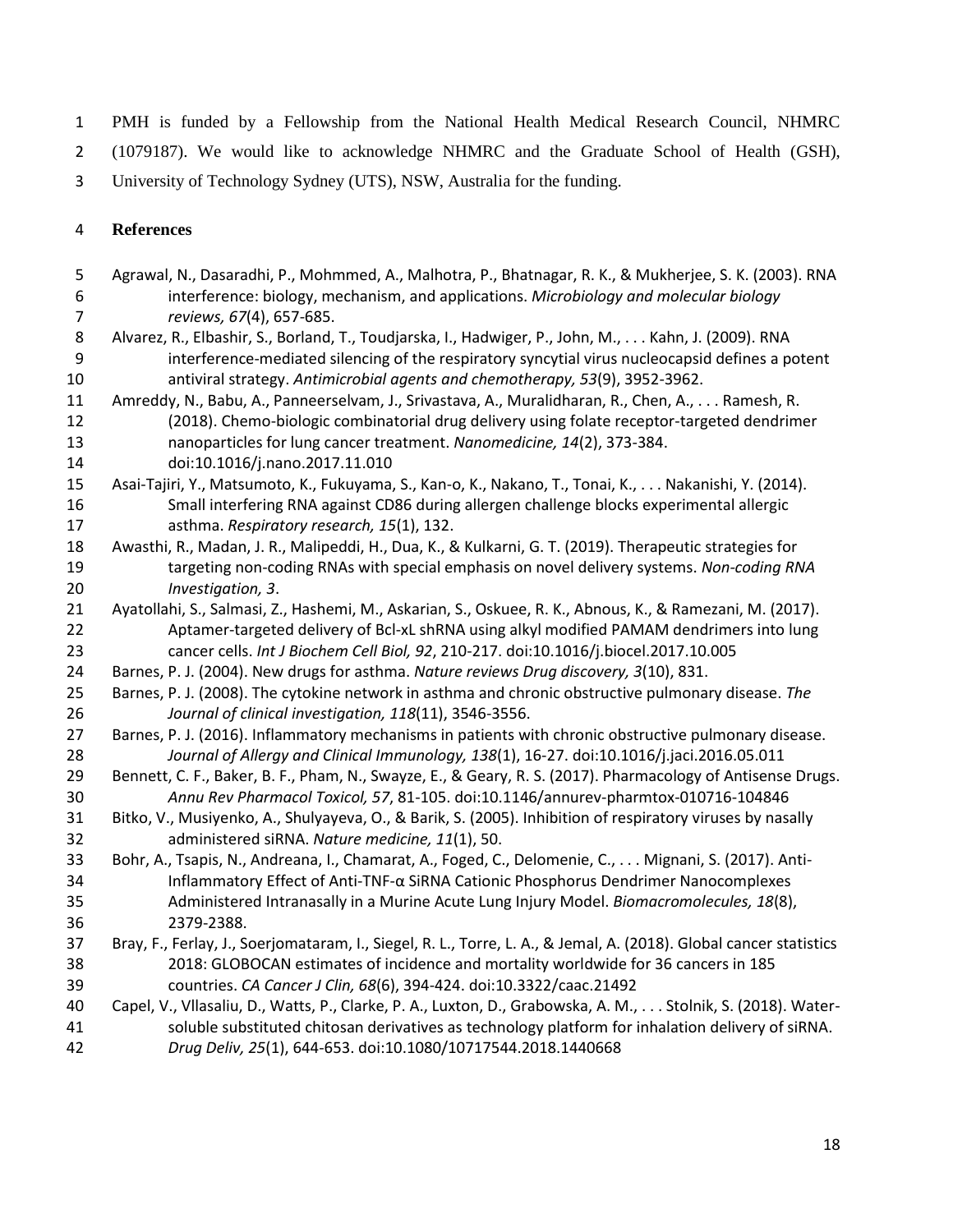PMH is funded by a Fellowship from the National Health Medical Research Council, NHMRC (1079187). We would like to acknowledge NHMRC and the Graduate School of Health (GSH), University of Technology Sydney (UTS), NSW, Australia for the funding.

## References

Agrawal, N., Dasaradhi, P., Mohmmed, A., Malhotra, P., Bhatnagar, R. K., & Mukherjee, S. K. (2003). RNA interference: biology, mechanism, and applications. *Microbiology and molecular biology reviews, 67*(4), 657-685.

Alvarez, R., Elbashir, S., Borland, T., Toudjarska, I., Hadwiger, P., John, M., . . . Kahn, J. (2009). RNA interference-mediated silencing of the respiratory syncytial virus nucleocapsid defines a potent antiviral strategy. *Antimicrobial agents and chemotherapy, 53*(9), 3952-3962.

Amreddy, N., Babu, A., Panneerselvam, J., Srivastava, A., Muralidharan, R., Chen, A., . . . Ramesh, R. (2018). Chemo-biologic combinatorial drug delivery using folate receptor-targeted dendrimer nanoparticles for lung cancer treatment. *Nanomedicine, 14*(2), 373-384. doi:10.1016/j.nano.2017.11.010

Asai-Tajiri, Y., Matsumoto, K., Fukuyama, S., Kan-o, K., Nakano, T., Tonai, K., . . . Nakanishi, Y. (2014). Small interfering RNA against CD86 during allergen challenge blocks experimental allergic asthma. *Respiratory research, 15*(1), 132.

Awasthi, R., Madan, J. R., Malipeddi, H., Dua, K., & Kulkarni, G. T. (2019). Therapeutic strategies for targeting non-coding RNAs with special emphasis on novel delivery systems. *Non-coding RNA Investigation, 3*.

Ayatollahi, S., Salmasi, Z., Hashemi, M., Askarian, S., Oskuee, R. K., Abnous, K., & Ramezani, M. (2017). Aptamer-targeted delivery of Bcl-xL shRNA using alkyl modified PAMAM dendrimers into lung cancer cells. *Int J Biochem Cell Biol, 92*, 210-217. doi:10.1016/j.biocel.2017.10.005

Barnes, P. J. (2004). New drugs for asthma. *Nature reviews Drug discovery, 3*(10), 831.

Barnes, P. J. (2008). The cytokine network in asthma and chronic obstructive pulmonary disease. *The Journal of clinical investigation, 118*(11), 3546-3556.

Barnes, P. J. (2016). Inflammatory mechanisms in patients with chronic obstructive pulmonary disease. *Journal of Allergy and Clinical Immunology, 138*(1), 16-27. doi:10.1016/j.jaci.2016.05.011

Bennett, C. F., Baker, B. F., Pham, N., Swayze, E., & Geary, R. S. (2017). Pharmacology of Antisense Drugs. *Annu Rev Pharmacol Toxicol, 57*, 81-105. doi:10.1146/annurev-pharmtox-010716-104846

Bitko, V., Musiyenko, A., Shulyayeva, O., & Barik, S. (2005). Inhibition of respiratory viruses by nasally administered siRNA. *Nature medicine, 11*(1), 50.

Bohr, A., Tsapis, N., Andreana, I., Chamarat, A., Foged, C., Delomenie, C., . . . Mignani, S. (2017). Anti-Inflammatory Effect of Anti-TNF-α SiRNA Cationic Phosphorus Dendrimer Nanocomplexes Administered Intranasally in a Murine Acute Lung Injury Model. *Biomacromolecules, 18*(8), 2379-2388.

Bray, F., Ferlay, J., Soerjomataram, I., Siegel, R. L., Torre, L. A., & Jemal, A. (2018). Global cancer statistics 2018: GLOBOCAN estimates of incidence and mortality worldwide for 36 cancers in 185 countries. *CA Cancer J Clin, 68*(6), 394-424. doi:10.3322/caac.21492

Capel, V., Vllasaliu, D., Watts, P., Clarke, P. A., Luxton, D., Grabowska, A. M., . . . Stolnik, S. (2018). Water-soluble substituted chitosan derivatives as technology platform for inhalation delivery of siRNA. *Drug Deliv, 25*(1), 644-653. doi:10.1080/10717544.2018.1440668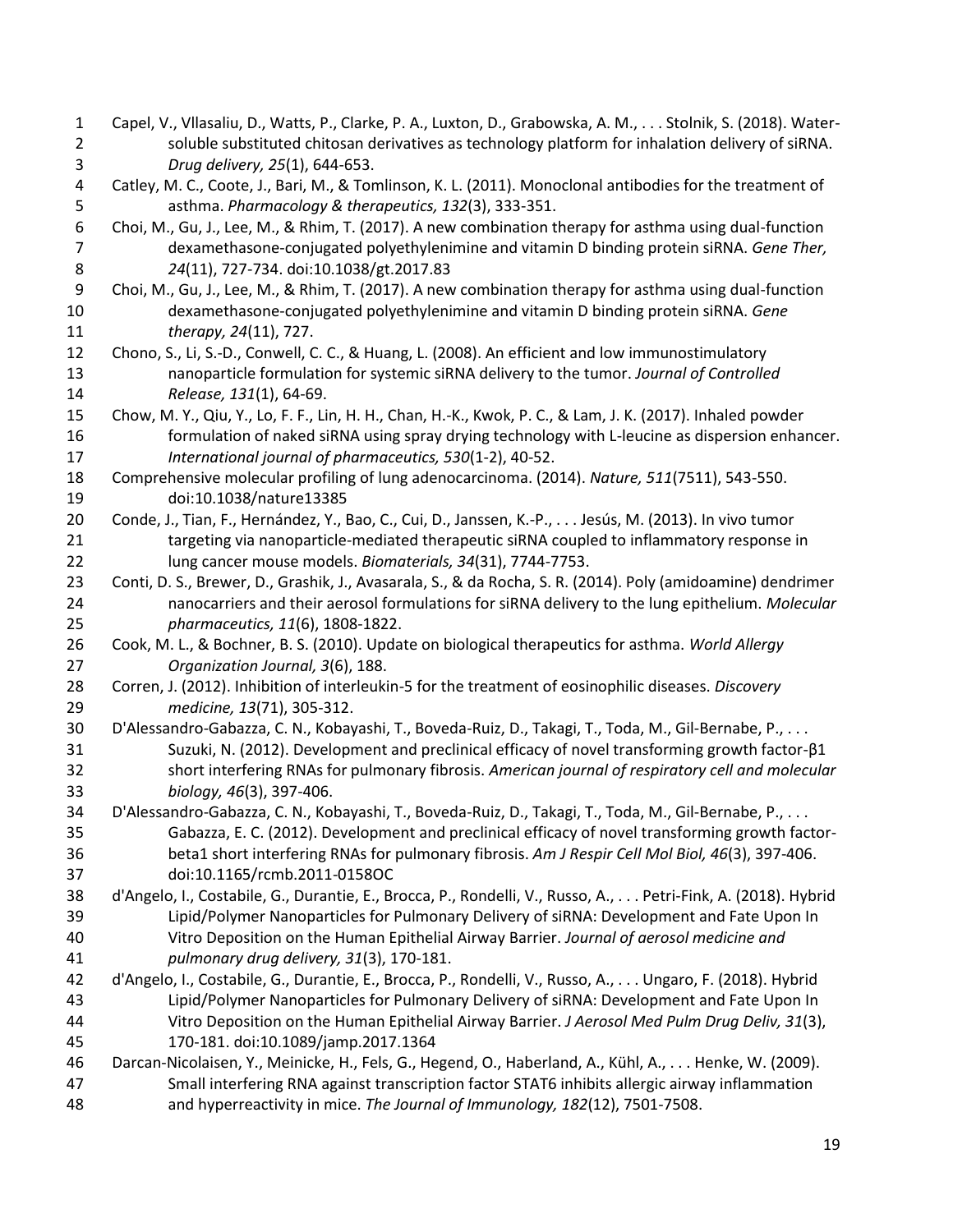Capel, V., Vllasaliu, D., Watts, P., Clarke, P. A., Luxton, D., Grabowska, A. M., . . . Stolnik, S. (2018). Water-soluble substituted chitosan derivatives as technology platform for inhalation delivery of siRNA. *Drug delivery, 25*(1), 644-653.

Catley, M. C., Coote, J., Bari, M., & Tomlinson, K. L. (2011). Monoclonal antibodies for the treatment of asthma. *Pharmacology & therapeutics, 132*(3), 333-351.

Choi, M., Gu, J., Lee, M., & Rhim, T. (2017). A new combination therapy for asthma using dual-function dexamethasone-conjugated polyethylenimine and vitamin D binding protein siRNA. *Gene Ther, 24*(11), 727-734. doi:10.1038/gt.2017.83

Choi, M., Gu, J., Lee, M., & Rhim, T. (2017). A new combination therapy for asthma using dual-function dexamethasone-conjugated polyethylenimine and vitamin D binding protein siRNA. *Gene therapy, 24*(11), 727.

Chono, S., Li, S.-D., Conwell, C. C., & Huang, L. (2008). An efficient and low immunostimulatory nanoparticle formulation for systemic siRNA delivery to the tumor. *Journal of Controlled Release, 131*(1), 64-69.

Chow, M. Y., Qiu, Y., Lo, F. F., Lin, H. H., Chan, H.-K., Kwok, P. C., & Lam, J. K. (2017). Inhaled powder formulation of naked siRNA using spray drying technology with L-leucine as dispersion enhancer. *International journal of pharmaceutics, 530*(1-2), 40-52.

Comprehensive molecular profiling of lung adenocarcinoma. (2014). *Nature, 511*(7511), 543-550. doi:10.1038/nature13385

Conde, J., Tian, F., Hernández, Y., Bao, C., Cui, D., Janssen, K.-P., . . . Jesús, M. (2013). In vivo tumor targeting via nanoparticle-mediated therapeutic siRNA coupled to inflammatory response in lung cancer mouse models. *Biomaterials, 34*(31), 7744-7753.

Conti, D. S., Brewer, D., Grashik, J., Avasarala, S., & da Rocha, S. R. (2014). Poly (amidoamine) dendrimer nanocarriers and their aerosol formulations for siRNA delivery to the lung epithelium. *Molecular pharmaceutics, 11*(6), 1808-1822.

Cook, M. L., & Bochner, B. S. (2010). Update on biological therapeutics for asthma. *World Allergy Organization Journal, 3*(6), 188.

Corren, J. (2012). Inhibition of interleukin-5 for the treatment of eosinophilic diseases. *Discovery medicine, 13*(71), 305-312.

D'Alessandro-Gabazza, C. N., Kobayashi, T., Boveda-Ruiz, D., Takagi, T., Toda, M., Gil-Bernabe, P., . . . Suzuki, N. (2012). Development and preclinical efficacy of novel transforming growth factor-β1 short interfering RNAs for pulmonary fibrosis. *American journal of respiratory cell and molecular biology, 46*(3), 397-406.

D'Alessandro-Gabazza, C. N., Kobayashi, T., Boveda-Ruiz, D., Takagi, T., Toda, M., Gil-Bernabe, P., . . . Gabazza, E. C. (2012). Development and preclinical efficacy of novel transforming growth factor-beta1 short interfering RNAs for pulmonary fibrosis. *Am J Respir Cell Mol Biol, 46*(3), 397-406. doi:10.1165/rcmb.2011-0158OC

d'Angelo, I., Costabile, G., Durantie, E., Brocca, P., Rondelli, V., Russo, A., . . . Petri-Fink, A. (2018). Hybrid Lipid/Polymer Nanoparticles for Pulmonary Delivery of siRNA: Development and Fate Upon In Vitro Deposition on the Human Epithelial Airway Barrier. *Journal of aerosol medicine and pulmonary drug delivery, 31*(3), 170-181.

d'Angelo, I., Costabile, G., Durantie, E., Brocca, P., Rondelli, V., Russo, A., . . . Ungaro, F. (2018). Hybrid Lipid/Polymer Nanoparticles for Pulmonary Delivery of siRNA: Development and Fate Upon In Vitro Deposition on the Human Epithelial Airway Barrier. *J Aerosol Med Pulm Drug Deliv, 31*(3), 170-181. doi:10.1089/jamp.2017.1364

Darcan-Nicolaisen, Y., Meinicke, H., Fels, G., Hegend, O., Haberland, A., Kühl, A., . . . Henke, W. (2009). Small interfering RNA against transcription factor STAT6 inhibits allergic airway inflammation and hyperreactivity in mice. *The Journal of Immunology, 182*(12), 7501-7508.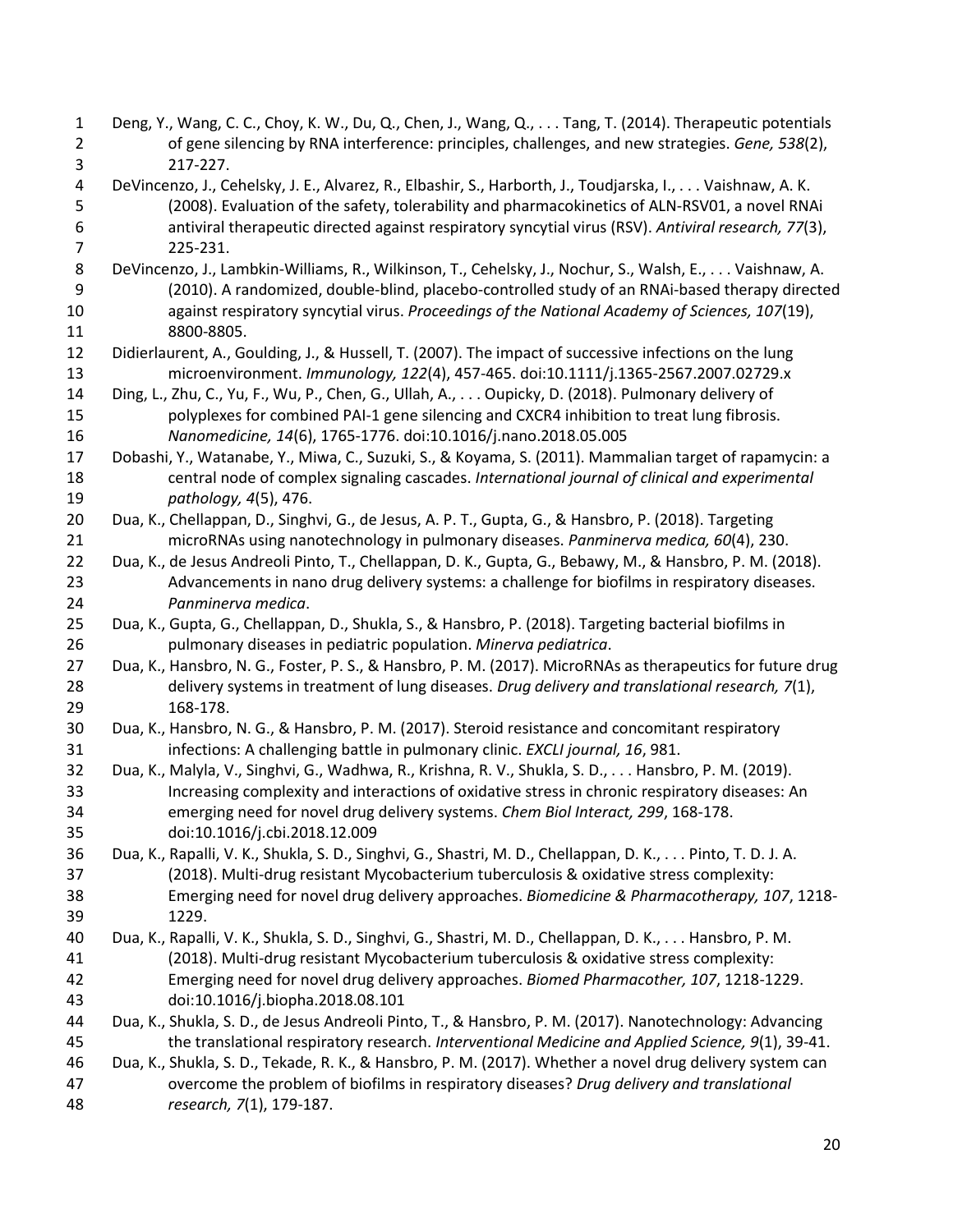Deng, Y., Wang, C. C., Choy, K. W., Du, Q., Chen, J., Wang, Q., . . . Tang, T. (2014). Therapeutic potentials of gene silencing by RNA interference: principles, challenges, and new strategies. *Gene, 538*(2), 217-227.

DeVincenzo, J., Cehelsky, J. E., Alvarez, R., Elbashir, S., Harborth, J., Toudjarska, I., . . . Vaishnaw, A. K. (2008). Evaluation of the safety, tolerability and pharmacokinetics of ALN-RSV01, a novel RNAi antiviral therapeutic directed against respiratory syncytial virus (RSV). *Antiviral research, 77*(3), 225-231.

DeVincenzo, J., Lambkin-Williams, R., Wilkinson, T., Cehelsky, J., Nochur, S., Walsh, E., . . . Vaishnaw, A. (2010). A randomized, double-blind, placebo-controlled study of an RNAi-based therapy directed against respiratory syncytial virus. *Proceedings of the National Academy of Sciences, 107*(19), 8800-8805.

Didierlaurent, A., Goulding, J., & Hussell, T. (2007). The impact of successive infections on the lung microenvironment. *Immunology, 122*(4), 457-465. doi:10.1111/j.1365-2567.2007.02729.x

Ding, L., Zhu, C., Yu, F., Wu, P., Chen, G., Ullah, A., . . . Oupicky, D. (2018). Pulmonary delivery of polyplexes for combined PAI-1 gene silencing and CXCR4 inhibition to treat lung fibrosis. *Nanomedicine, 14*(6), 1765-1776. doi:10.1016/j.nano.2018.05.005

Dobashi, Y., Watanabe, Y., Miwa, C., Suzuki, S., & Koyama, S. (2011). Mammalian target of rapamycin: a central node of complex signaling cascades. *International journal of clinical and experimental pathology, 4*(5), 476.

Dua, K., Chellappan, D., Singhvi, G., de Jesus, A. P. T., Gupta, G., & Hansbro, P. (2018). Targeting microRNAs using nanotechnology in pulmonary diseases. *Panminerva medica, 60*(4), 230.

Dua, K., de Jesus Andreoli Pinto, T., Chellappan, D. K., Gupta, G., Bebawy, M., & Hansbro, P. M. (2018). Advancements in nano drug delivery systems: a challenge for biofilms in respiratory diseases. *Panminerva medica*.

Dua, K., Gupta, G., Chellappan, D., Shukla, S., & Hansbro, P. (2018). Targeting bacterial biofilms in pulmonary diseases in pediatric population. *Minerva pediatrica*.

Dua, K., Hansbro, N. G., Foster, P. S., & Hansbro, P. M. (2017). MicroRNAs as therapeutics for future drug delivery systems in treatment of lung diseases. *Drug delivery and translational research, 7*(1), 168-178.

Dua, K., Hansbro, N. G., & Hansbro, P. M. (2017). Steroid resistance and concomitant respiratory infections: A challenging battle in pulmonary clinic. *EXCLI journal, 16*, 981.

Dua, K., Malyla, V., Singhvi, G., Wadhwa, R., Krishna, R. V., Shukla, S. D., . . . Hansbro, P. M. (2019). Increasing complexity and interactions of oxidative stress in chronic respiratory diseases: An emerging need for novel drug delivery systems. *Chem Biol Interact, 299*, 168-178. doi:10.1016/j.cbi.2018.12.009

Dua, K., Rapalli, V. K., Shukla, S. D., Singhvi, G., Shastri, M. D., Chellappan, D. K., . . . Pinto, T. D. J. A. (2018). Multi-drug resistant Mycobacterium tuberculosis & oxidative stress complexity: Emerging need for novel drug delivery approaches. *Biomedicine & Pharmacotherapy, 107*, 1218-1229.

Dua, K., Rapalli, V. K., Shukla, S. D., Singhvi, G., Shastri, M. D., Chellappan, D. K., . . . Hansbro, P. M. (2018). Multi-drug resistant Mycobacterium tuberculosis & oxidative stress complexity: Emerging need for novel drug delivery approaches. *Biomed Pharmacother, 107*, 1218-1229. doi:10.1016/j.biopha.2018.08.101

Dua, K., Shukla, S. D., de Jesus Andreoli Pinto, T., & Hansbro, P. M. (2017). Nanotechnology: Advancing the translational respiratory research. *Interventional Medicine and Applied Science, 9*(1), 39-41.

Dua, K., Shukla, S. D., Tekade, R. K., & Hansbro, P. M. (2017). Whether a novel drug delivery system can overcome the problem of biofilms in respiratory diseases? *Drug delivery and translational research, 7*(1), 179-187.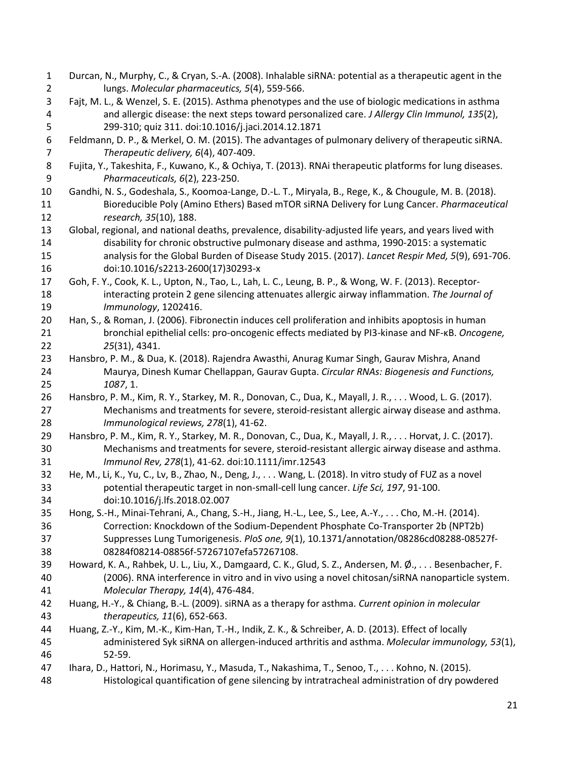Durcan, N., Murphy, C., & Cryan, S.-A. (2008). Inhalable siRNA: potential as a therapeutic agent in the lungs. *Molecular pharmaceutics, 5*(4), 559-566.

Fajt, M. L., & Wenzel, S. E. (2015). Asthma phenotypes and the use of biologic medications in asthma and allergic disease: the next steps toward personalized care. *J Allergy Clin Immunol, 135*(2), 299-310; quiz 311. doi:10.1016/j.jaci.2014.12.1871

Feldmann, D. P., & Merkel, O. M. (2015). The advantages of pulmonary delivery of therapeutic siRNA. *Therapeutic delivery, 6*(4), 407-409.

Fujita, Y., Takeshita, F., Kuwano, K., & Ochiya, T. (2013). RNAi therapeutic platforms for lung diseases. *Pharmaceuticals, 6*(2), 223-250.

Gandhi, N. S., Godeshala, S., Koomoa-Lange, D.-L. T., Miryala, B., Rege, K., & Chougule, M. B. (2018). Bioreducible Poly (Amino Ethers) Based mTOR siRNA Delivery for Lung Cancer. *Pharmaceutical research, 35*(10), 188.

Global, regional, and national deaths, prevalence, disability-adjusted life years, and years lived with disability for chronic obstructive pulmonary disease and asthma, 1990-2015: a systematic analysis for the Global Burden of Disease Study 2015. (2017). *Lancet Respir Med, 5*(9), 691-706. doi:10.1016/s2213-2600(17)30293-x

Goh, F. Y., Cook, K. L., Upton, N., Tao, L., Lah, L. C., Leung, B. P., & Wong, W. F. (2013). Receptor-interacting protein 2 gene silencing attenuates allergic airway inflammation. *The Journal of Immunology*, 1202416.

Han, S., & Roman, J. (2006). Fibronectin induces cell proliferation and inhibits apoptosis in human bronchial epithelial cells: pro-oncogenic effects mediated by PI3-kinase and NF-κB. *Oncogene, 25*(31), 4341.

Hansbro, P. M., & Dua, K. (2018). Rajendra Awasthi, Anurag Kumar Singh, Gaurav Mishra, Anand Maurya, Dinesh Kumar Chellappan, Gaurav Gupta. *Circular RNAs: Biogenesis and Functions, 1087*, 1.

Hansbro, P. M., Kim, R. Y., Starkey, M. R., Donovan, C., Dua, K., Mayall, J. R., . . . Wood, L. G. (2017). Mechanisms and treatments for severe, steroid-resistant allergic airway disease and asthma. *Immunological reviews, 278*(1), 41-62.

Hansbro, P. M., Kim, R. Y., Starkey, M. R., Donovan, C., Dua, K., Mayall, J. R., . . . Horvat, J. C. (2017). Mechanisms and treatments for severe, steroid-resistant allergic airway disease and asthma. *Immunol Rev, 278*(1), 41-62. doi:10.1111/imr.12543

He, M., Li, K., Yu, C., Lv, B., Zhao, N., Deng, J., . . . Wang, L. (2018). In vitro study of FUZ as a novel potential therapeutic target in non-small-cell lung cancer. *Life Sci, 197*, 91-100. doi:10.1016/j.lfs.2018.02.007

Hong, S.-H., Minai-Tehrani, A., Chang, S.-H., Jiang, H.-L., Lee, S., Lee, A.-Y., . . . Cho, M.-H. (2014). Correction: Knockdown of the Sodium-Dependent Phosphate Co-Transporter 2b (NPT2b) Suppresses Lung Tumorigenesis. *PloS one, 9*(1), 10.1371/annotation/08286cd08288-08527f-08284f08214-08856f-57267107efa57267108.

Howard, K. A., Rahbek, U. L., Liu, X., Damgaard, C. K., Glud, S. Z., Andersen, M. Ø., . . . Besenbacher, F. (2006). RNA interference in vitro and in vivo using a novel chitosan/siRNA nanoparticle system. *Molecular Therapy, 14*(4), 476-484.

Huang, H.-Y., & Chiang, B.-L. (2009). siRNA as a therapy for asthma. *Current opinion in molecular therapeutics, 11*(6), 652-663.

Huang, Z.-Y., Kim, M.-K., Kim-Han, T.-H., Indik, Z. K., & Schreiber, A. D. (2013). Effect of locally administered Syk siRNA on allergen-induced arthritis and asthma. *Molecular immunology, 53*(1), 52-59.

Ihara, D., Hattori, N., Horimasu, Y., Masuda, T., Nakashima, T., Senoo, T., . . . Kohno, N. (2015). Histological quantification of gene silencing by intratracheal administration of dry powdered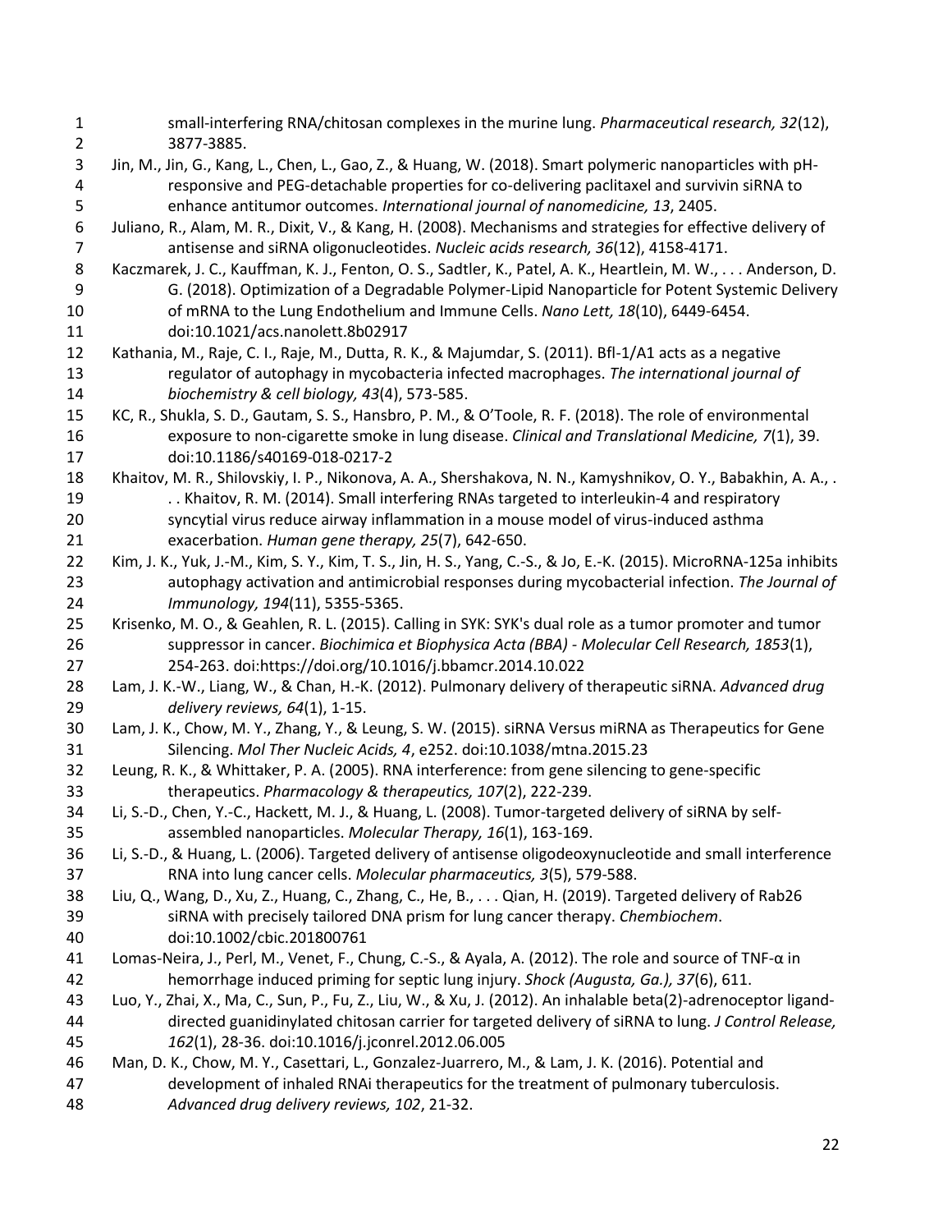small-interfering RNA/chitosan complexes in the murine lung. *Pharmaceutical research, 32*(12), 3877-3885.

Jin, M., Jin, G., Kang, L., Chen, L., Gao, Z., & Huang, W. (2018). Smart polymeric nanoparticles with pH-responsive and PEG-detachable properties for co-delivering paclitaxel and survivin siRNA to enhance antitumor outcomes. *International journal of nanomedicine, 13*, 2405.

Juliano, R., Alam, M. R., Dixit, V., & Kang, H. (2008). Mechanisms and strategies for effective delivery of antisense and siRNA oligonucleotides. *Nucleic acids research, 36*(12), 4158-4171.

Kaczmarek, J. C., Kauffman, K. J., Fenton, O. S., Sadtler, K., Patel, A. K., Heartlein, M. W., . . . Anderson, D. G. (2018). Optimization of a Degradable Polymer-Lipid Nanoparticle for Potent Systemic Delivery of mRNA to the Lung Endothelium and Immune Cells. *Nano Lett, 18*(10), 6449-6454. doi:10.1021/acs.nanolett.8b02917

Kathania, M., Raje, C. I., Raje, M., Dutta, R. K., & Majumdar, S. (2011). Bfl-1/A1 acts as a negative regulator of autophagy in mycobacteria infected macrophages. *The international journal of biochemistry & cell biology, 43*(4), 573-585.

KC, R., Shukla, S. D., Gautam, S. S., Hansbro, P. M., & O'Toole, R. F. (2018). The role of environmental exposure to non-cigarette smoke in lung disease. *Clinical and Translational Medicine, 7*(1), 39. doi:10.1186/s40169-018-0217-2

Khaitov, M. R., Shilovskiy, I. P., Nikonova, A. A., Shershakova, N. N., Kamyshnikov, O. Y., Babakhin, A. A., . . . Khaitov, R. M. (2014). Small interfering RNAs targeted to interleukin-4 and respiratory syncytial virus reduce airway inflammation in a mouse model of virus-induced asthma exacerbation. *Human gene therapy, 25*(7), 642-650.

Kim, J. K., Yuk, J.-M., Kim, S. Y., Kim, T. S., Jin, H. S., Yang, C.-S., & Jo, E.-K. (2015). MicroRNA-125a inhibits autophagy activation and antimicrobial responses during mycobacterial infection. *The Journal of Immunology, 194*(11), 5355-5365.

Krisenko, M. O., & Geahlen, R. L. (2015). Calling in SYK: SYK's dual role as a tumor promoter and tumor suppressor in cancer. *Biochimica et Biophysica Acta (BBA) - Molecular Cell Research, 1853*(1), 254-263. doi:https://doi.org/10.1016/j.bbamcr.2014.10.022

Lam, J. K.-W., Liang, W., & Chan, H.-K. (2012). Pulmonary delivery of therapeutic siRNA. *Advanced drug delivery reviews, 64*(1), 1-15.

Lam, J. K., Chow, M. Y., Zhang, Y., & Leung, S. W. (2015). siRNA Versus miRNA as Therapeutics for Gene Silencing. *Mol Ther Nucleic Acids, 4*, e252. doi:10.1038/mtna.2015.23

Leung, R. K., & Whittaker, P. A. (2005). RNA interference: from gene silencing to gene-specific therapeutics. *Pharmacology & therapeutics, 107*(2), 222-239.

Li, S.-D., Chen, Y.-C., Hackett, M. J., & Huang, L. (2008). Tumor-targeted delivery of siRNA by self-assembled nanoparticles. *Molecular Therapy, 16*(1), 163-169.

Li, S.-D., & Huang, L. (2006). Targeted delivery of antisense oligodeoxynucleotide and small interference RNA into lung cancer cells. *Molecular pharmaceutics, 3*(5), 579-588.

Liu, Q., Wang, D., Xu, Z., Huang, C., Zhang, C., He, B., . . . Qian, H. (2019). Targeted delivery of Rab26 siRNA with precisely tailored DNA prism for lung cancer therapy. *Chembiochem*. doi:10.1002/cbic.201800761

Lomas-Neira, J., Perl, M., Venet, F., Chung, C.-S., & Ayala, A. (2012). The role and source of TNF-α in hemorrhage induced priming for septic lung injury. *Shock (Augusta, Ga.), 37*(6), 611.

Luo, Y., Zhai, X., Ma, C., Sun, P., Fu, Z., Liu, W., & Xu, J. (2012). An inhalable beta(2)-adrenoceptor ligand-directed guanidinylated chitosan carrier for targeted delivery of siRNA to lung. *J Control Release, 162*(1), 28-36. doi:10.1016/j.jconrel.2012.06.005

Man, D. K., Chow, M. Y., Casettari, L., Gonzalez-Juarrero, M., & Lam, J. K. (2016). Potential and development of inhaled RNAi therapeutics for the treatment of pulmonary tuberculosis. *Advanced drug delivery reviews, 102*, 21-32.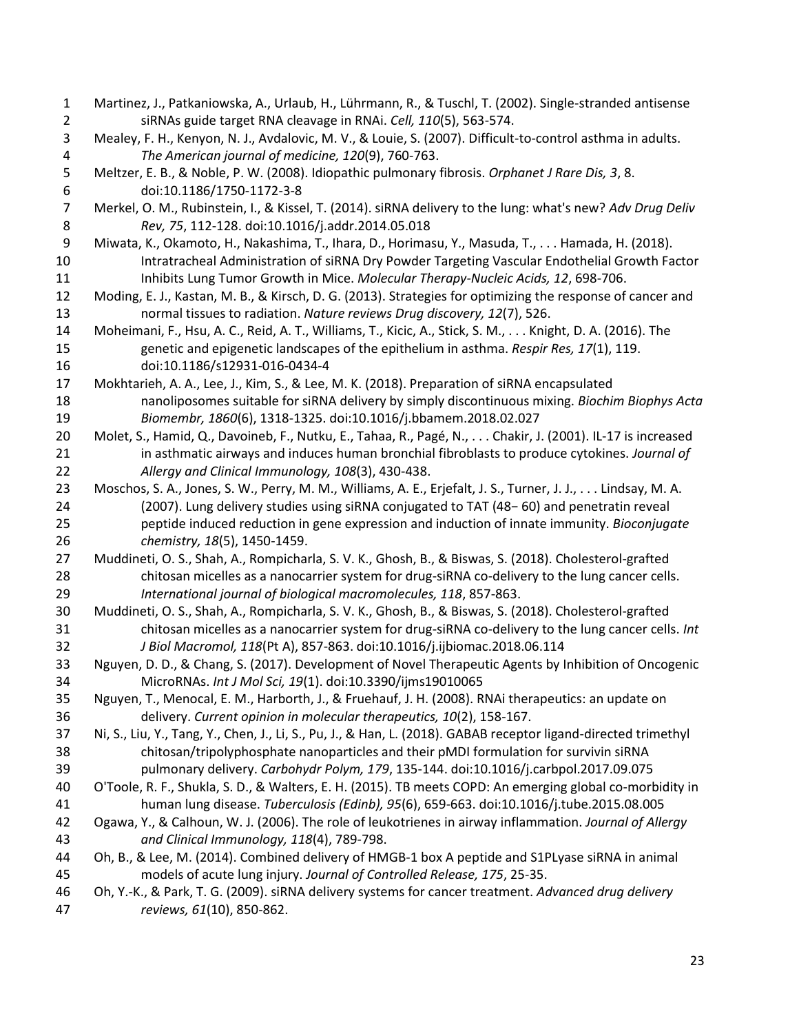Martinez, J., Patkaniowska, A., Urlaub, H., Lührmann, R., & Tuschl, T. (2002). Single-stranded antisense siRNAs guide target RNA cleavage in RNAi. *Cell, 110*(5), 563-574.

Mealey, F. H., Kenyon, N. J., Avdalovic, M. V., & Louie, S. (2007). Difficult-to-control asthma in adults. *The American journal of medicine, 120*(9), 760-763.

Meltzer, E. B., & Noble, P. W. (2008). Idiopathic pulmonary fibrosis. *Orphanet J Rare Dis, 3*, 8. doi:10.1186/1750-1172-3-8

Merkel, O. M., Rubinstein, I., & Kissel, T. (2014). siRNA delivery to the lung: what's new? *Adv Drug Deliv Rev, 75*, 112-128. doi:10.1016/j.addr.2014.05.018

Miwata, K., Okamoto, H., Nakashima, T., Ihara, D., Horimasu, Y., Masuda, T., . . . Hamada, H. (2018). Intratracheal Administration of siRNA Dry Powder Targeting Vascular Endothelial Growth Factor Inhibits Lung Tumor Growth in Mice. *Molecular Therapy-Nucleic Acids, 12*, 698-706.

Moding, E. J., Kastan, M. B., & Kirsch, D. G. (2013). Strategies for optimizing the response of cancer and normal tissues to radiation. *Nature reviews Drug discovery, 12*(7), 526.

Moheimani, F., Hsu, A. C., Reid, A. T., Williams, T., Kicic, A., Stick, S. M., . . . Knight, D. A. (2016). The genetic and epigenetic landscapes of the epithelium in asthma. *Respir Res, 17*(1), 119. doi:10.1186/s12931-016-0434-4

Mokhtarieh, A. A., Lee, J., Kim, S., & Lee, M. K. (2018). Preparation of siRNA encapsulated nanoliposomes suitable for siRNA delivery by simply discontinuous mixing. *Biochim Biophys Acta Biomembr, 1860*(6), 1318-1325. doi:10.1016/j.bbamem.2018.02.027

Molet, S., Hamid, Q., Davoineb, F., Nutku, E., Tahaa, R., Pagé, N., . . . Chakir, J. (2001). IL-17 is increased in asthmatic airways and induces human bronchial fibroblasts to produce cytokines. *Journal of Allergy and Clinical Immunology, 108*(3), 430-438.

Moschos, S. A., Jones, S. W., Perry, M. M., Williams, A. E., Erjefalt, J. S., Turner, J. J., . . . Lindsay, M. A. (2007). Lung delivery studies using siRNA conjugated to TAT (48− 60) and penetratin reveal peptide induced reduction in gene expression and induction of innate immunity. *Bioconjugate chemistry, 18*(5), 1450-1459.

Muddineti, O. S., Shah, A., Rompicharla, S. V. K., Ghosh, B., & Biswas, S. (2018). Cholesterol-grafted chitosan micelles as a nanocarrier system for drug-siRNA co-delivery to the lung cancer cells. *International journal of biological macromolecules, 118*, 857-863.

Muddineti, O. S., Shah, A., Rompicharla, S. V. K., Ghosh, B., & Biswas, S. (2018). Cholesterol-grafted chitosan micelles as a nanocarrier system for drug-siRNA co-delivery to the lung cancer cells. *Int J Biol Macromol, 118*(Pt A), 857-863. doi:10.1016/j.ijbiomac.2018.06.114

Nguyen, D. D., & Chang, S. (2017). Development of Novel Therapeutic Agents by Inhibition of Oncogenic MicroRNAs. *Int J Mol Sci, 19*(1). doi:10.3390/ijms19010065

Nguyen, T., Menocal, E. M., Harborth, J., & Fruehauf, J. H. (2008). RNAi therapeutics: an update on delivery. *Current opinion in molecular therapeutics, 10*(2), 158-167.

Ni, S., Liu, Y., Tang, Y., Chen, J., Li, S., Pu, J., & Han, L. (2018). GABAB receptor ligand-directed trimethyl chitosan/tripolyphosphate nanoparticles and their pMDI formulation for survivin siRNA pulmonary delivery. *Carbohydr Polym, 179*, 135-144. doi:10.1016/j.carbpol.2017.09.075

O'Toole, R. F., Shukla, S. D., & Walters, E. H. (2015). TB meets COPD: An emerging global co-morbidity in human lung disease. *Tuberculosis (Edinb), 95*(6), 659-663. doi:10.1016/j.tube.2015.08.005

Ogawa, Y., & Calhoun, W. J. (2006). The role of leukotrienes in airway inflammation. *Journal of Allergy and Clinical Immunology, 118*(4), 789-798.

Oh, B., & Lee, M. (2014). Combined delivery of HMGB-1 box A peptide and S1PLyase siRNA in animal models of acute lung injury. *Journal of Controlled Release, 175*, 25-35.

Oh, Y.-K., & Park, T. G. (2009). siRNA delivery systems for cancer treatment. *Advanced drug delivery reviews, 61*(10), 850-862.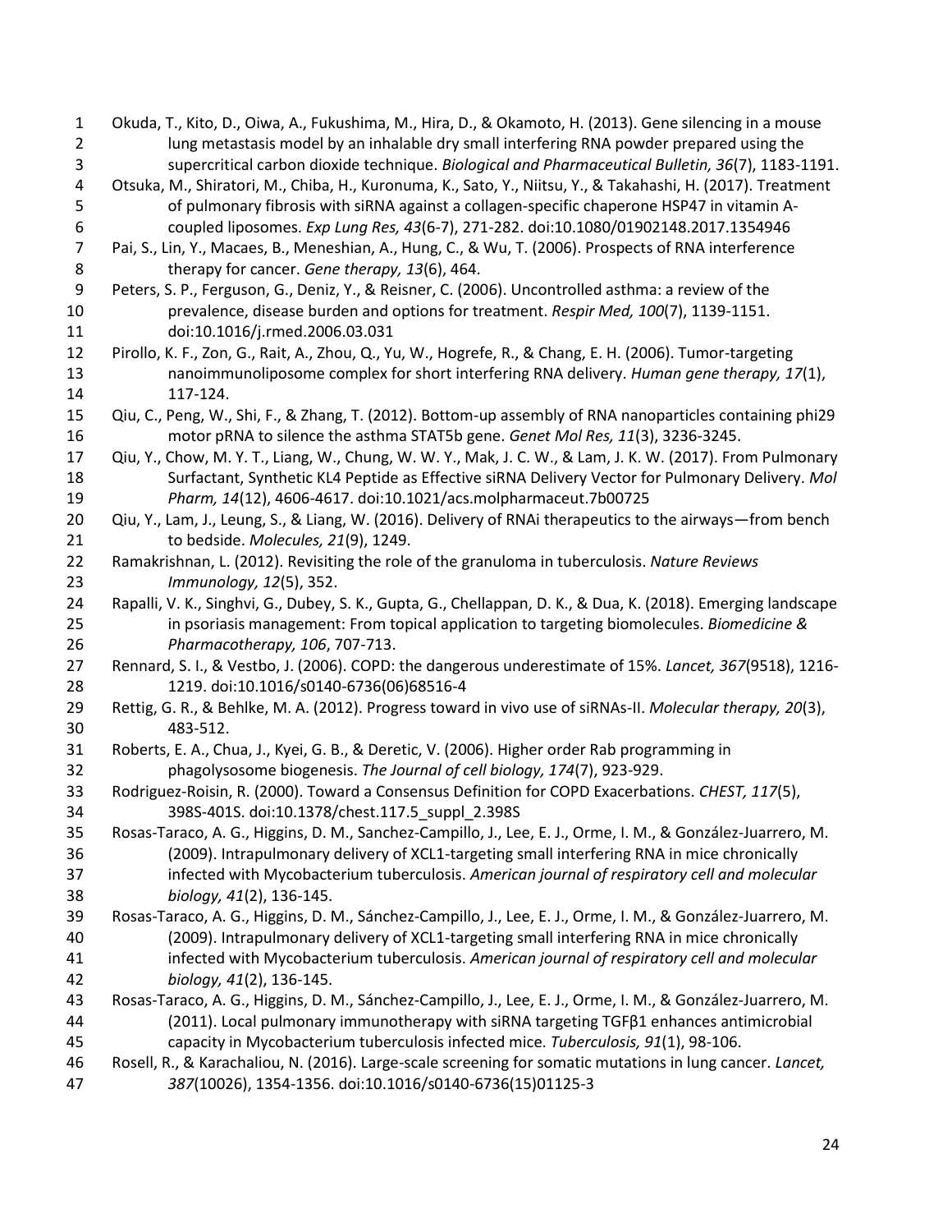Okuda, T., Kito, D., Oiwa, A., Fukushima, M., Hira, D., & Okamoto, H. (2013). Gene silencing in a mouse lung metastasis model by an inhalable dry small interfering RNA powder prepared using the supercritical carbon dioxide technique. *Biological and Pharmaceutical Bulletin, 36*(7), 1183-1191.

Otsuka, M., Shiratori, M., Chiba, H., Kuronuma, K., Sato, Y., Niitsu, Y., & Takahashi, H. (2017). Treatment of pulmonary fibrosis with siRNA against a collagen-specific chaperone HSP47 in vitamin A-coupled liposomes. *Exp Lung Res, 43*(6-7), 271-282. doi:10.1080/01902148.2017.1354946

Pai, S., Lin, Y., Macaes, B., Meneshian, A., Hung, C., & Wu, T. (2006). Prospects of RNA interference therapy for cancer. *Gene therapy, 13*(6), 464.

Peters, S. P., Ferguson, G., Deniz, Y., & Reisner, C. (2006). Uncontrolled asthma: a review of the prevalence, disease burden and options for treatment. *Respir Med, 100*(7), 1139-1151. doi:10.1016/j.rmed.2006.03.031

Pirollo, K. F., Zon, G., Rait, A., Zhou, Q., Yu, W., Hogrefe, R., & Chang, E. H. (2006). Tumor-targeting nanoimmunoliposome complex for short interfering RNA delivery. *Human gene therapy, 17*(1), 117-124.

Qiu, C., Peng, W., Shi, F., & Zhang, T. (2012). Bottom-up assembly of RNA nanoparticles containing phi29 motor pRNA to silence the asthma STAT5b gene. *Genet Mol Res, 11*(3), 3236-3245.

Qiu, Y., Chow, M. Y. T., Liang, W., Chung, W. W. Y., Mak, J. C. W., & Lam, J. K. W. (2017). From Pulmonary Surfactant, Synthetic KL4 Peptide as Effective siRNA Delivery Vector for Pulmonary Delivery. *Mol Pharm, 14*(12), 4606-4617. doi:10.1021/acs.molpharmaceut.7b00725

Qiu, Y., Lam, J., Leung, S., & Liang, W. (2016). Delivery of RNAi therapeutics to the airways—from bench to bedside. *Molecules, 21*(9), 1249.

Ramakrishnan, L. (2012). Revisiting the role of the granuloma in tuberculosis. *Nature Reviews Immunology, 12*(5), 352.

Rapalli, V. K., Singhvi, G., Dubey, S. K., Gupta, G., Chellappan, D. K., & Dua, K. (2018). Emerging landscape in psoriasis management: From topical application to targeting biomolecules. *Biomedicine & Pharmacotherapy, 106*, 707-713.

Rennard, S. I., & Vestbo, J. (2006). COPD: the dangerous underestimate of 15%. *Lancet, 367*(9518), 1216-1219. doi:10.1016/s0140-6736(06)68516-4

Rettig, G. R., & Behlke, M. A. (2012). Progress toward in vivo use of siRNAs-II. *Molecular therapy, 20*(3), 483-512.

Roberts, E. A., Chua, J., Kyei, G. B., & Deretic, V. (2006). Higher order Rab programming in phagolysosome biogenesis. *The Journal of cell biology, 174*(7), 923-929.

Rodriguez-Roisin, R. (2000). Toward a Consensus Definition for COPD Exacerbations. *CHEST, 117*(5), 398S-401S. doi:10.1378/chest.117.5_suppl_2.398S

Rosas-Taraco, A. G., Higgins, D. M., Sanchez-Campillo, J., Lee, E. J., Orme, I. M., & González-Juarrero, M. (2009). Intrapulmonary delivery of XCL1-targeting small interfering RNA in mice chronically infected with Mycobacterium tuberculosis. *American journal of respiratory cell and molecular biology, 41*(2), 136-145.

Rosas-Taraco, A. G., Higgins, D. M., Sánchez-Campillo, J., Lee, E. J., Orme, I. M., & González-Juarrero, M. (2009). Intrapulmonary delivery of XCL1-targeting small interfering RNA in mice chronically infected with Mycobacterium tuberculosis. *American journal of respiratory cell and molecular biology, 41*(2), 136-145.

Rosas-Taraco, A. G., Higgins, D. M., Sánchez-Campillo, J., Lee, E. J., Orme, I. M., & González-Juarrero, M. (2011). Local pulmonary immunotherapy with siRNA targeting TGFβ1 enhances antimicrobial capacity in Mycobacterium tuberculosis infected mice. *Tuberculosis, 91*(1), 98-106.

Rosell, R., & Karachaliou, N. (2016). Large-scale screening for somatic mutations in lung cancer. *Lancet, 387*(10026), 1354-1356. doi:10.1016/s0140-6736(15)01125-3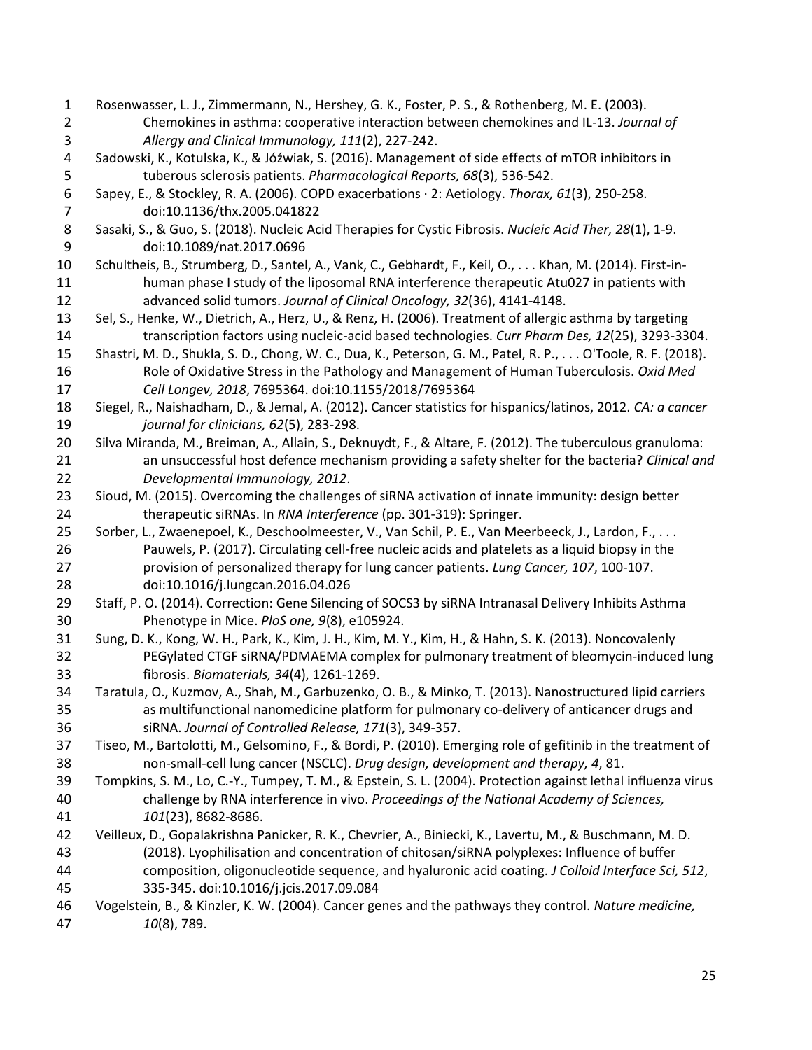Rosenwasser, L. J., Zimmermann, N., Hershey, G. K., Foster, P. S., & Rothenberg, M. E. (2003). Chemokines in asthma: cooperative interaction between chemokines and IL-13. *Journal of Allergy and Clinical Immunology, 111*(2), 227-242.

Sadowski, K., Kotulska, K., & Jóźwiak, S. (2016). Management of side effects of mTOR inhibitors in tuberous sclerosis patients. *Pharmacological Reports, 68*(3), 536-542.

Sapey, E., & Stockley, R. A. (2006). COPD exacerbations · 2: Aetiology. *Thorax, 61*(3), 250-258. doi:10.1136/thx.2005.041822

Sasaki, S., & Guo, S. (2018). Nucleic Acid Therapies for Cystic Fibrosis. *Nucleic Acid Ther, 28*(1), 1-9. doi:10.1089/nat.2017.0696

Schultheis, B., Strumberg, D., Santel, A., Vank, C., Gebhardt, F., Keil, O., . . . Khan, M. (2014). First-in-human phase I study of the liposomal RNA interference therapeutic Atu027 in patients with advanced solid tumors. *Journal of Clinical Oncology, 32*(36), 4141-4148.

Sel, S., Henke, W., Dietrich, A., Herz, U., & Renz, H. (2006). Treatment of allergic asthma by targeting transcription factors using nucleic-acid based technologies. *Curr Pharm Des, 12*(25), 3293-3304.

Shastri, M. D., Shukla, S. D., Chong, W. C., Dua, K., Peterson, G. M., Patel, R. P., . . . O'Toole, R. F. (2018). Role of Oxidative Stress in the Pathology and Management of Human Tuberculosis. *Oxid Med Cell Longev, 2018*, 7695364. doi:10.1155/2018/7695364

Siegel, R., Naishadham, D., & Jemal, A. (2012). Cancer statistics for hispanics/latinos, 2012. *CA: a cancer journal for clinicians, 62*(5), 283-298.

Silva Miranda, M., Breiman, A., Allain, S., Deknuydt, F., & Altare, F. (2012). The tuberculous granuloma: an unsuccessful host defence mechanism providing a safety shelter for the bacteria? *Clinical and Developmental Immunology, 2012*.

Sioud, M. (2015). Overcoming the challenges of siRNA activation of innate immunity: design better therapeutic siRNAs. In *RNA Interference* (pp. 301-319): Springer.

Sorber, L., Zwaenepoel, K., Deschoolmeester, V., Van Schil, P. E., Van Meerbeeck, J., Lardon, F., . . . Pauwels, P. (2017). Circulating cell-free nucleic acids and platelets as a liquid biopsy in the provision of personalized therapy for lung cancer patients. *Lung Cancer, 107*, 100-107. doi:10.1016/j.lungcan.2016.04.026

Staff, P. O. (2014). Correction: Gene Silencing of SOCS3 by siRNA Intranasal Delivery Inhibits Asthma Phenotype in Mice. *PloS one, 9*(8), e105924.

Sung, D. K., Kong, W. H., Park, K., Kim, J. H., Kim, M. Y., Kim, H., & Hahn, S. K. (2013). Noncovalenly PEGylated CTGF siRNA/PDMAEMA complex for pulmonary treatment of bleomycin-induced lung fibrosis. *Biomaterials, 34*(4), 1261-1269.

Taratula, O., Kuzmov, A., Shah, M., Garbuzenko, O. B., & Minko, T. (2013). Nanostructured lipid carriers as multifunctional nanomedicine platform for pulmonary co-delivery of anticancer drugs and siRNA. *Journal of Controlled Release, 171*(3), 349-357.

Tiseo, M., Bartolotti, M., Gelsomino, F., & Bordi, P. (2010). Emerging role of gefitinib in the treatment of non-small-cell lung cancer (NSCLC). *Drug design, development and therapy, 4*, 81.

Tompkins, S. M., Lo, C.-Y., Tumpey, T. M., & Epstein, S. L. (2004). Protection against lethal influenza virus challenge by RNA interference in vivo. *Proceedings of the National Academy of Sciences, 101*(23), 8682-8686.

Veilleux, D., Gopalakrishna Panicker, R. K., Chevrier, A., Biniecki, K., Lavertu, M., & Buschmann, M. D. (2018). Lyophilisation and concentration of chitosan/siRNA polyplexes: Influence of buffer composition, oligonucleotide sequence, and hyaluronic acid coating. *J Colloid Interface Sci, 512*, 335-345. doi:10.1016/j.jcis.2017.09.084

Vogelstein, B., & Kinzler, K. W. (2004). Cancer genes and the pathways they control. *Nature medicine, 10*(8), 789.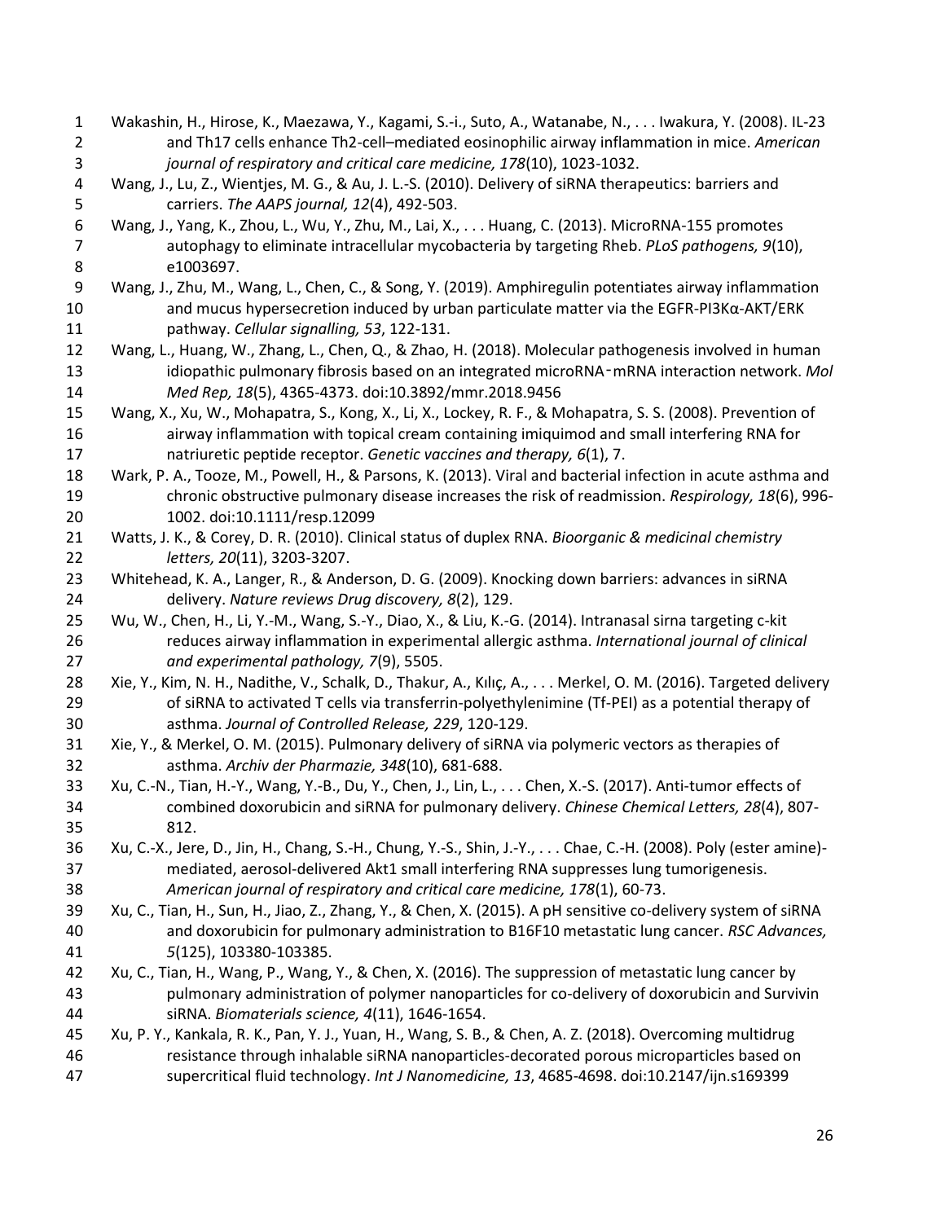Wakashin, H., Hirose, K., Maezawa, Y., Kagami, S.-i., Suto, A., Watanabe, N., . . . Iwakura, Y. (2008). IL-23 and Th17 cells enhance Th2-cell–mediated eosinophilic airway inflammation in mice. *American journal of respiratory and critical care medicine, 178*(10), 1023-1032.

Wang, J., Lu, Z., Wientjes, M. G., & Au, J. L.-S. (2010). Delivery of siRNA therapeutics: barriers and carriers. *The AAPS journal, 12*(4), 492-503.

Wang, J., Yang, K., Zhou, L., Wu, Y., Zhu, M., Lai, X., . . . Huang, C. (2013). MicroRNA-155 promotes autophagy to eliminate intracellular mycobacteria by targeting Rheb. *PLoS pathogens, 9*(10), e1003697.

Wang, J., Zhu, M., Wang, L., Chen, C., & Song, Y. (2019). Amphiregulin potentiates airway inflammation and mucus hypersecretion induced by urban particulate matter via the EGFR-PI3Kα-AKT/ERK pathway. *Cellular signalling, 53*, 122-131.

Wang, L., Huang, W., Zhang, L., Chen, Q., & Zhao, H. (2018). Molecular pathogenesis involved in human idiopathic pulmonary fibrosis based on an integrated microRNA‑mRNA interaction network. *Mol Med Rep, 18*(5), 4365-4373. doi:10.3892/mmr.2018.9456

Wang, X., Xu, W., Mohapatra, S., Kong, X., Li, X., Lockey, R. F., & Mohapatra, S. S. (2008). Prevention of airway inflammation with topical cream containing imiquimod and small interfering RNA for natriuretic peptide receptor. *Genetic vaccines and therapy, 6*(1), 7.

Wark, P. A., Tooze, M., Powell, H., & Parsons, K. (2013). Viral and bacterial infection in acute asthma and chronic obstructive pulmonary disease increases the risk of readmission. *Respirology, 18*(6), 996-1002. doi:10.1111/resp.12099

Watts, J. K., & Corey, D. R. (2010). Clinical status of duplex RNA. *Bioorganic & medicinal chemistry letters, 20*(11), 3203-3207.

Whitehead, K. A., Langer, R., & Anderson, D. G. (2009). Knocking down barriers: advances in siRNA delivery. *Nature reviews Drug discovery, 8*(2), 129.

Wu, W., Chen, H., Li, Y.-M., Wang, S.-Y., Diao, X., & Liu, K.-G. (2014). Intranasal sirna targeting c-kit reduces airway inflammation in experimental allergic asthma. *International journal of clinical and experimental pathology, 7*(9), 5505.

Xie, Y., Kim, N. H., Nadithe, V., Schalk, D., Thakur, A., Kılıç, A., . . . Merkel, O. M. (2016). Targeted delivery of siRNA to activated T cells via transferrin-polyethylenimine (Tf-PEI) as a potential therapy of asthma. *Journal of Controlled Release, 229*, 120-129.

Xie, Y., & Merkel, O. M. (2015). Pulmonary delivery of siRNA via polymeric vectors as therapies of asthma. *Archiv der Pharmazie, 348*(10), 681-688.

Xu, C.-N., Tian, H.-Y., Wang, Y.-B., Du, Y., Chen, J., Lin, L., . . . Chen, X.-S. (2017). Anti-tumor effects of combined doxorubicin and siRNA for pulmonary delivery. *Chinese Chemical Letters, 28*(4), 807-812.

Xu, C.-X., Jere, D., Jin, H., Chang, S.-H., Chung, Y.-S., Shin, J.-Y., . . . Chae, C.-H. (2008). Poly (ester amine)-mediated, aerosol-delivered Akt1 small interfering RNA suppresses lung tumorigenesis. *American journal of respiratory and critical care medicine, 178*(1), 60-73.

Xu, C., Tian, H., Sun, H., Jiao, Z., Zhang, Y., & Chen, X. (2015). A pH sensitive co-delivery system of siRNA and doxorubicin for pulmonary administration to B16F10 metastatic lung cancer. *RSC Advances, 5*(125), 103380-103385.

Xu, C., Tian, H., Wang, P., Wang, Y., & Chen, X. (2016). The suppression of metastatic lung cancer by pulmonary administration of polymer nanoparticles for co-delivery of doxorubicin and Survivin siRNA. *Biomaterials science, 4*(11), 1646-1654.

Xu, P. Y., Kankala, R. K., Pan, Y. J., Yuan, H., Wang, S. B., & Chen, A. Z. (2018). Overcoming multidrug resistance through inhalable siRNA nanoparticles-decorated porous microparticles based on supercritical fluid technology. *Int J Nanomedicine, 13*, 4685-4698. doi:10.2147/ijn.s169399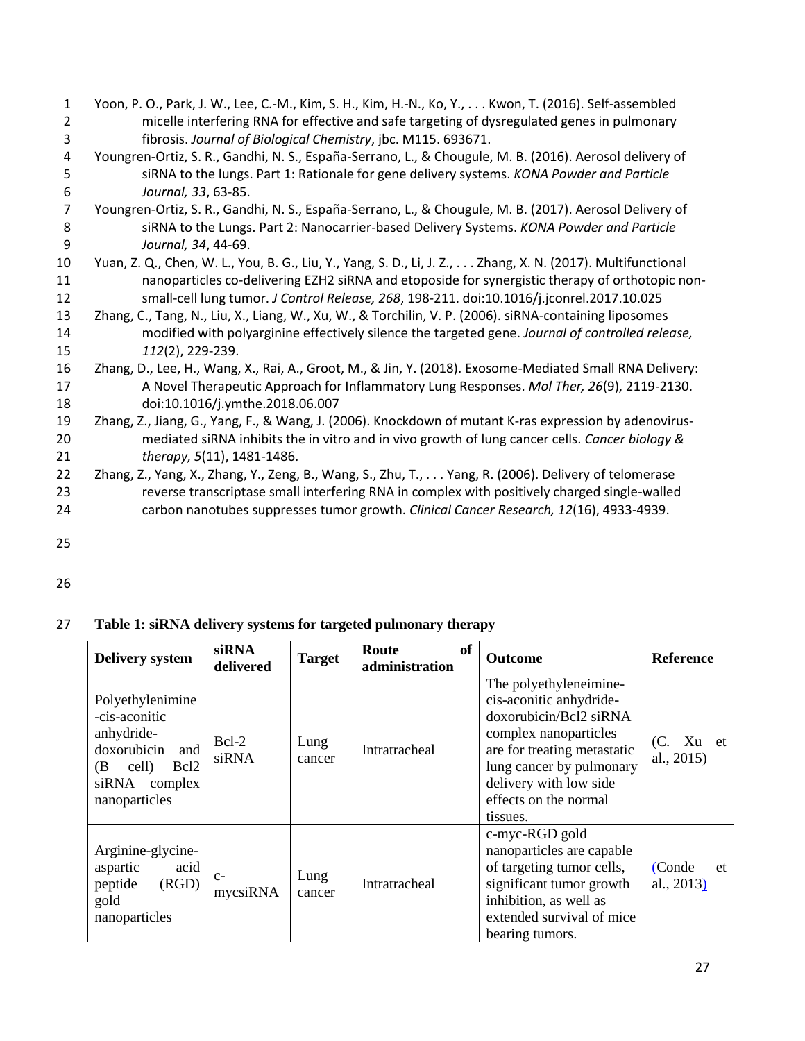Yoon, P. O., Park, J. W., Lee, C.-M., Kim, S. H., Kim, H.-N., Ko, Y., . . . Kwon, T. (2016). Self-assembled micelle interfering RNA for effective and safe targeting of dysregulated genes in pulmonary fibrosis. *Journal of Biological Chemistry*, jbc. M115. 693671.

Youngren-Ortiz, S. R., Gandhi, N. S., España-Serrano, L., & Chougule, M. B. (2016). Aerosol delivery of siRNA to the lungs. Part 1: Rationale for gene delivery systems. *KONA Powder and Particle Journal, 33*, 63-85.

Youngren-Ortiz, S. R., Gandhi, N. S., España-Serrano, L., & Chougule, M. B. (2017). Aerosol Delivery of siRNA to the Lungs. Part 2: Nanocarrier-based Delivery Systems. *KONA Powder and Particle Journal, 34*, 44-69.

Yuan, Z. Q., Chen, W. L., You, B. G., Liu, Y., Yang, S. D., Li, J. Z., . . . Zhang, X. N. (2017). Multifunctional nanoparticles co-delivering EZH2 siRNA and etoposide for synergistic therapy of orthotopic non-small-cell lung tumor. *J Control Release, 268*, 198-211. doi:10.1016/j.jconrel.2017.10.025

Zhang, C., Tang, N., Liu, X., Liang, W., Xu, W., & Torchilin, V. P. (2006). siRNA-containing liposomes modified with polyarginine effectively silence the targeted gene. *Journal of controlled release, 112*(2), 229-239.

Zhang, D., Lee, H., Wang, X., Rai, A., Groot, M., & Jin, Y. (2018). Exosome-Mediated Small RNA Delivery: A Novel Therapeutic Approach for Inflammatory Lung Responses. *Mol Ther, 26*(9), 2119-2130. doi:10.1016/j.ymthe.2018.06.007

Zhang, Z., Jiang, G., Yang, F., & Wang, J. (2006). Knockdown of mutant K-ras expression by adenovirus-mediated siRNA inhibits the in vitro and in vivo growth of lung cancer cells. *Cancer biology & therapy, 5*(11), 1481-1486.

Zhang, Z., Yang, X., Zhang, Y., Zeng, B., Wang, S., Zhu, T., . . . Yang, R. (2006). Delivery of telomerase reverse transcriptase small interfering RNA in complex with positively charged single-walled carbon nanotubes suppresses tumor growth. *Clinical Cancer Research, 12*(16), 4933-4939.

**Table 1: siRNA delivery systems for targeted pulmonary therapy**

| Delivery system | siRNA delivered | Target | Route of administration | Outcome | Reference |
|---|---|---|---|---|---|
| Polyethylenimine-cis-aconitic anhydride-doxorubicin and (B cell) Bcl2 siRNA complex nanoparticles | Bcl-2 siRNA | Lung cancer | Intratracheal | The polyethyleneimine-cis-aconitic anhydride-doxorubicin/Bcl2 siRNA complex nanoparticles are for treating metastatic lung cancer by pulmonary delivery with low side effects on the normal tissues. | (C. Xu et al., 2015) |
| Arginine-glycine-aspartic acid peptide (RGD) gold nanoparticles | c-mycsiRNA | Lung cancer | Intratracheal | c-myc-RGD gold nanoparticles are capable of targeting tumor cells, significant tumor growth inhibition, as well as extended survival of mice bearing tumors. | (Conde et al., 2013) |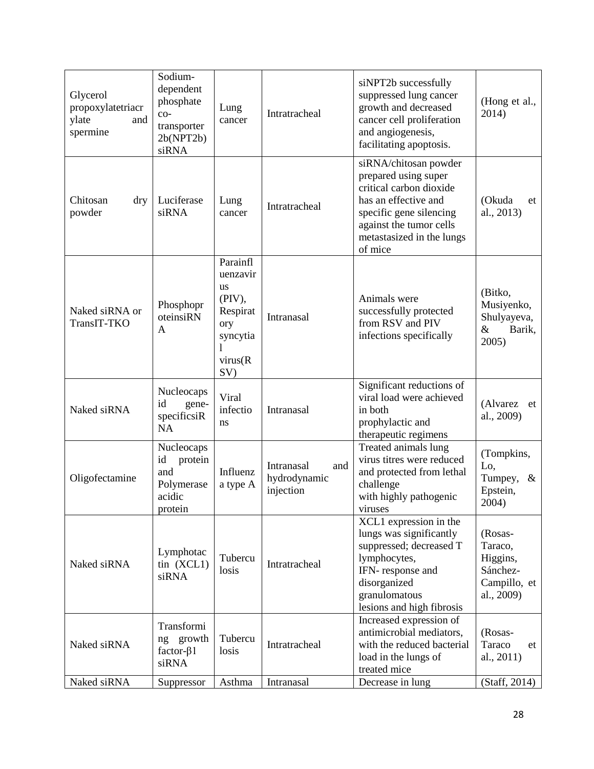| Glycerol propoxylatetriacrylate and spermine | Sodium-dependent phosphate co-transporter 2b(NPT2b) siRNA | Lung cancer | Intratracheal | siNPT2b successfully suppressed lung cancer growth and decreased cancer cell proliferation and angiogenesis, facilitating apoptosis. | (Hong et al., 2014) |
|---|---|---|---|---|---|
| Chitosan dry powder | Luciferase siRNA | Lung cancer | Intratracheal | siRNA/chitosan powder prepared using super critical carbon dioxide has an effective and specific gene silencing against the tumor cells metastasized in the lungs of mice | (Okuda et al., 2013) |
| Naked siRNA or TransIT-TKO | PhosphoproteinsiRNA | Parainfluenzavirus (PIV), Respiratory syncytial virus(RSV) | Intranasal | Animals were successfully protected from RSV and PIV infections specifically | (Bitko, Musiyenko, Shulyayeva, & Barik, 2005) |
| Naked siRNA | Nucleocapsid gene-specificsiRNA | Viral infections | Intranasal | Significant reductions of viral load were achieved in both prophylactic and therapeutic regimens | (Alvarez et al., 2009) |
| Oligofectamine | Nucleocapsid protein and Polymerase acidic protein | Influenza type A | Intranasal and hydrodynamic injection | Treated animals lung virus titres were reduced and protected from lethal challenge with highly pathogenic viruses | (Tompkins, Lo, Tumpey, & Epstein, 2004) |
| Naked siRNA | Lymphotactin (XCL1) siRNA | Tuberculosis | Intratracheal | XCL1 expression in the lungs was significantly suppressed; decreased T lymphocytes, IFN- response and disorganized granulomatous lesions and high fibrosis | (Rosas-Taraco, Higgins, Sánchez-Campillo, et al., 2009) |
| Naked siRNA | Transforming growth factor-β1 siRNA | Tuberculosis | Intratracheal | Increased expression of antimicrobial mediators, with the reduced bacterial load in the lungs of treated mice | (Rosas-Taraco et al., 2011) |
| Naked siRNA | Suppressor | Asthma | Intranasal | Decrease in lung | (Staff, 2014) |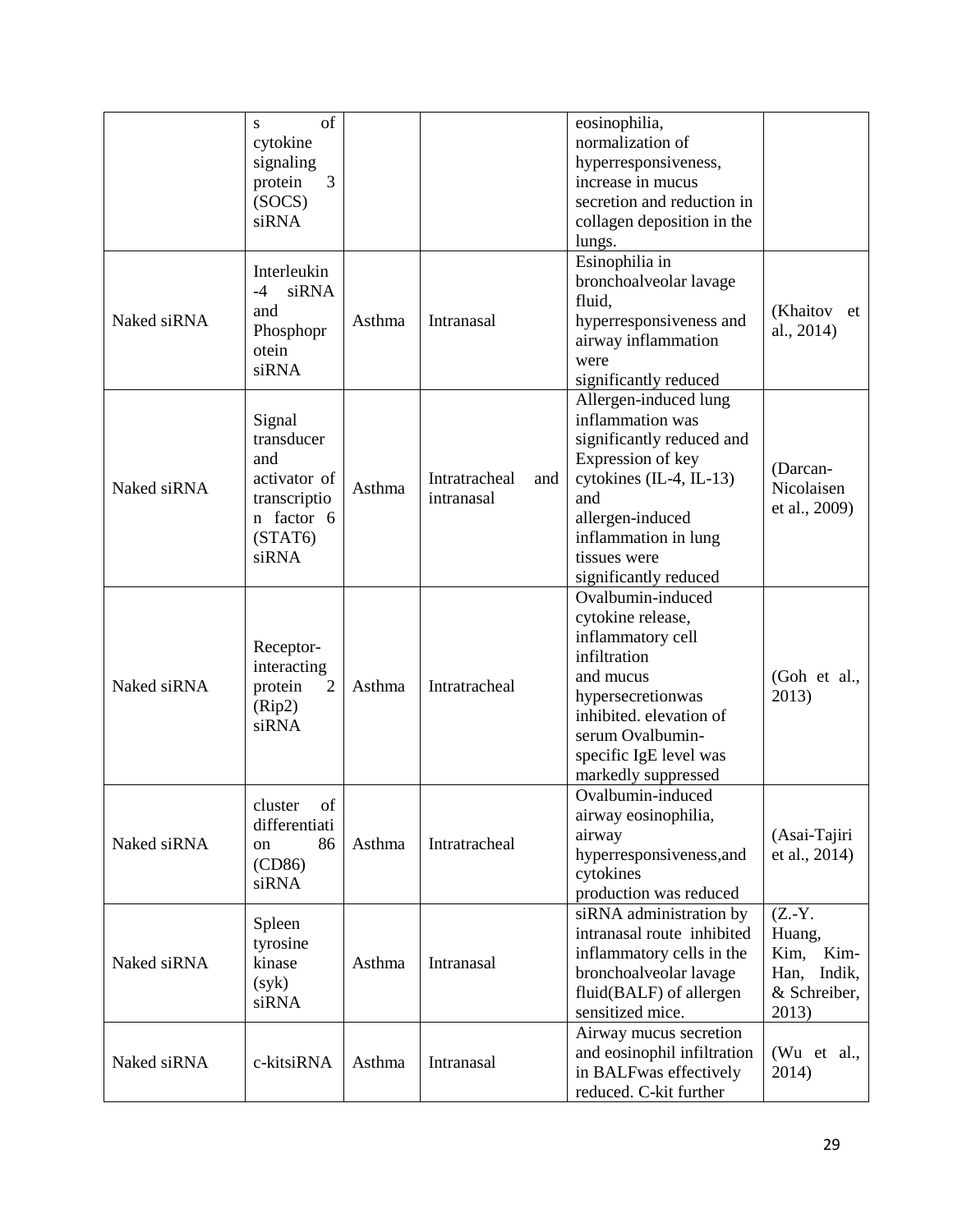| | s of cytokine signaling protein 3 (SOCS) siRNA | | | eosinophilia, normalization of hyperresponsiveness, increase in mucus secretion and reduction in collagen deposition in the lungs. | |
|---|---|---|---|---|---|
| Naked siRNA | Interleukin -4 siRNA and Phosphoprotein siRNA | Asthma | Intranasal | Esinophilia in bronchoalveolar lavage fluid, hyperresponsiveness and airway inflammation were significantly reduced | (Khaitov et al., 2014) |
| Naked siRNA | Signal transducer and activator of transcription factor 6 (STAT6) siRNA | Asthma | Intratracheal and intranasal | Allergen-induced lung inflammation was significantly reduced and Expression of key cytokines (IL-4, IL-13) and allergen-induced inflammation in lung tissues were significantly reduced | (Darcan-Nicolaisen et al., 2009) |
| Naked siRNA | Receptor-interacting protein 2 (Rip2) siRNA | Asthma | Intratracheal | Ovalbumin-induced cytokine release, inflammatory cell infiltration and mucus hypersecretionwas inhibited. elevation of serum Ovalbumin-specific IgE level was markedly suppressed | (Goh et al., 2013) |
| Naked siRNA | cluster of differentiation 86 (CD86) siRNA | Asthma | Intratracheal | Ovalbumin-induced airway eosinophilia, airway hyperresponsiveness,and cytokines production was reduced | (Asai-Tajiri et al., 2014) |
| Naked siRNA | Spleen tyrosine kinase (syk) siRNA | Asthma | Intranasal | siRNA administration by intranasal route inhibited inflammatory cells in the bronchoalveolar lavage fluid(BALF) of allergen sensitized mice. | (Z.-Y. Huang, Kim, Kim-Han, Indik, & Schreiber, 2013) |
| Naked siRNA | c-kitsiRNA | Asthma | Intranasal | Airway mucus secretion and eosinophil infiltration in BALFwas effectively reduced. C-kit further | (Wu et al., 2014) |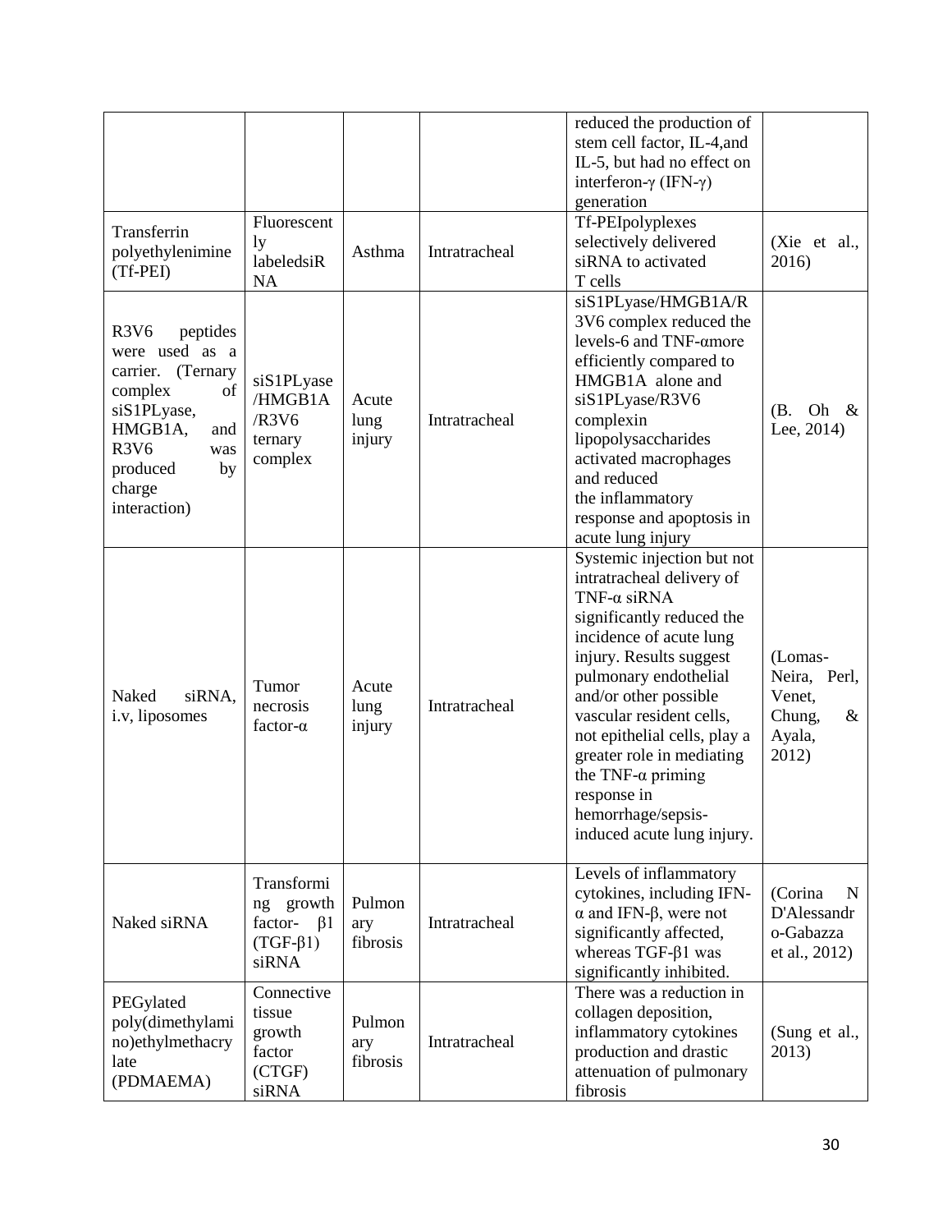| | | | | reduced the production of stem cell factor, IL-4,and IL-5, but had no effect on interferon-γ (IFN-γ) generation | |
|---|---|---|---|---|---|
| Transferrin polyethylenimine (Tf-PEI) | Fluorescently labeledsiRNA | Asthma | Intratracheal | Tf-PEIpolyplexes selectively delivered siRNA to activated T cells | (Xie et al., 2016) |
| R3V6 peptides were used as a carrier. (Ternary complex of siS1PLyase, HMGB1A, and R3V6 was produced by charge interaction) | siS1PLyase /HMGB1A /R3V6 ternary complex | Acute lung injury | Intratracheal | siS1PLyase/HMGB1A/R3V6 complex reduced the levels-6 and TNF-αmore efficiently compared to HMGB1A alone and siS1PLyase/R3V6 complexin lipopolysaccharides activated macrophages and reduced the inflammatory response and apoptosis in acute lung injury | (B. Oh & Lee, 2014) |
| Naked siRNA, i.v, liposomes | Tumor necrosis factor-α | Acute lung injury | Intratracheal | Systemic injection but not intratracheal delivery of TNF-α siRNA significantly reduced the incidence of acute lung injury. Results suggest pulmonary endothelial and/or other possible vascular resident cells, not epithelial cells, play a greater role in mediating the TNF-α priming response in hemorrhage/sepsis-induced acute lung injury. | (Lomas-Neira, Perl, Venet, Chung, & Ayala, 2012) |
| Naked siRNA | Transforming growth factor- β1 (TGF-β1) siRNA | Pulmonary fibrosis | Intratracheal | Levels of inflammatory cytokines, including IFN-α and IFN-β, were not significantly affected, whereas TGF-β1 was significantly inhibited. | (Corina N D'Alessandro-Gabazza et al., 2012) |
| PEGylated poly(dimethylamino)ethylmethacrylate (PDMAEMA) | Connective tissue growth factor (CTGF) siRNA | Pulmonary fibrosis | Intratracheal | There was a reduction in collagen deposition, inflammatory cytokines production and drastic attenuation of pulmonary fibrosis | (Sung et al., 2013) |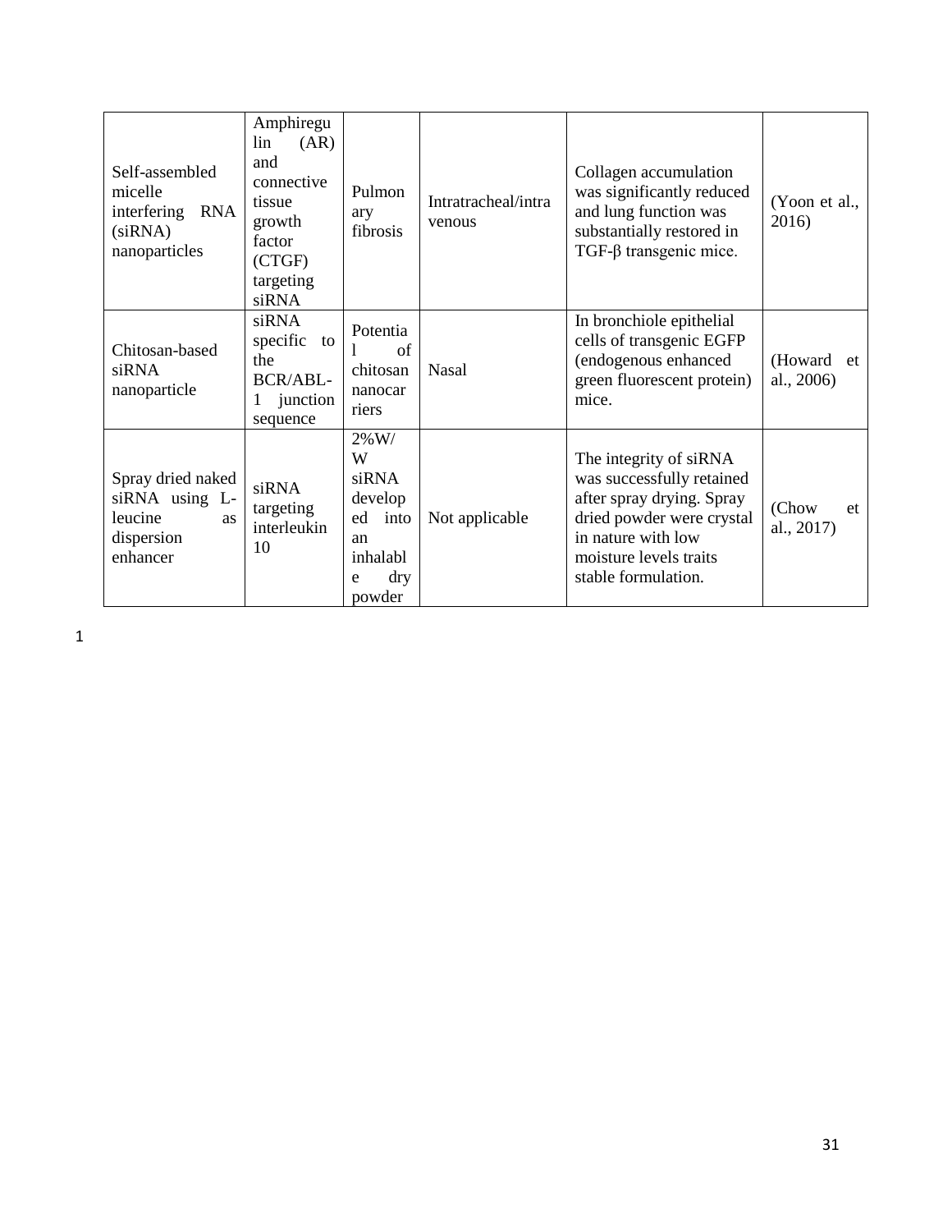| | | | | | |
|---|---|---|---|---|---|
| Self-assembled micelle interfering RNA (siRNA) nanoparticles | Amphiregulin (AR) and connective tissue growth factor (CTGF) targeting siRNA | Pulmonary fibrosis | Intratracheal/intravenous | Collagen accumulation was significantly reduced and lung function was substantially restored in TGF-β transgenic mice. | (Yoon et al., 2016) |
| Chitosan-based siRNA nanoparticle | siRNA specific to the BCR/ABL-1 junction sequence | Potential of chitosan nanocarriers | Nasal | In bronchiole epithelial cells of transgenic EGFP (endogenous enhanced green fluorescent protein) mice. | (Howard et al., 2006) |
| Spray dried naked siRNA using L-leucine as dispersion enhancer | siRNA targeting interleukin 10 | 2%W/W siRNA developed into an inhalable dry powder | Not applicable | The integrity of siRNA was successfully retained after spray drying. Spray dried powder were crystal in nature with low moisture levels traits stable formulation. | (Chow et al., 2017) |